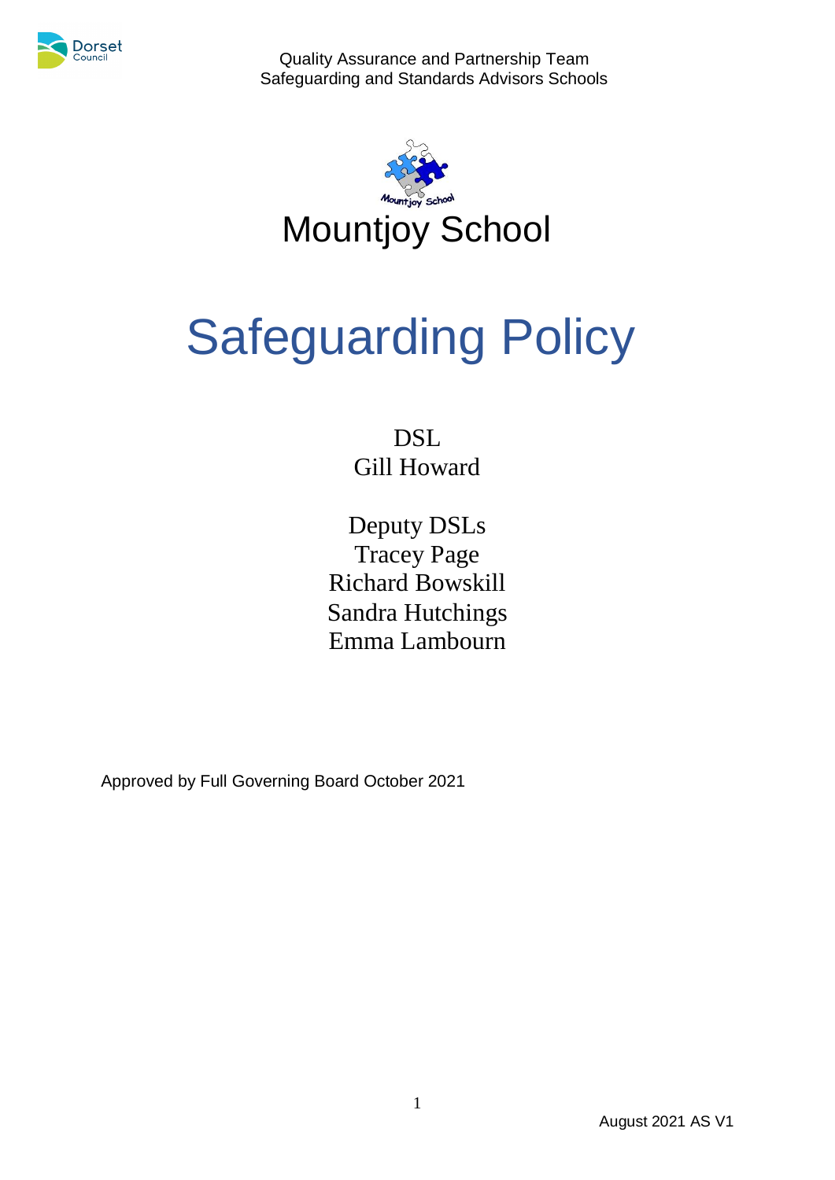Quality Assurance and Partnership Team
Safeguarding and Standards Advisors Schools

# Mountjoy School

# Safeguarding Policy

DSL
Gill Howard

Deputy DSLs
Tracey Page
Richard Bowskill
Sandra Hutchings
Emma Lambourn

Approved by Full Governing Board October 2021

August 2021 AS V1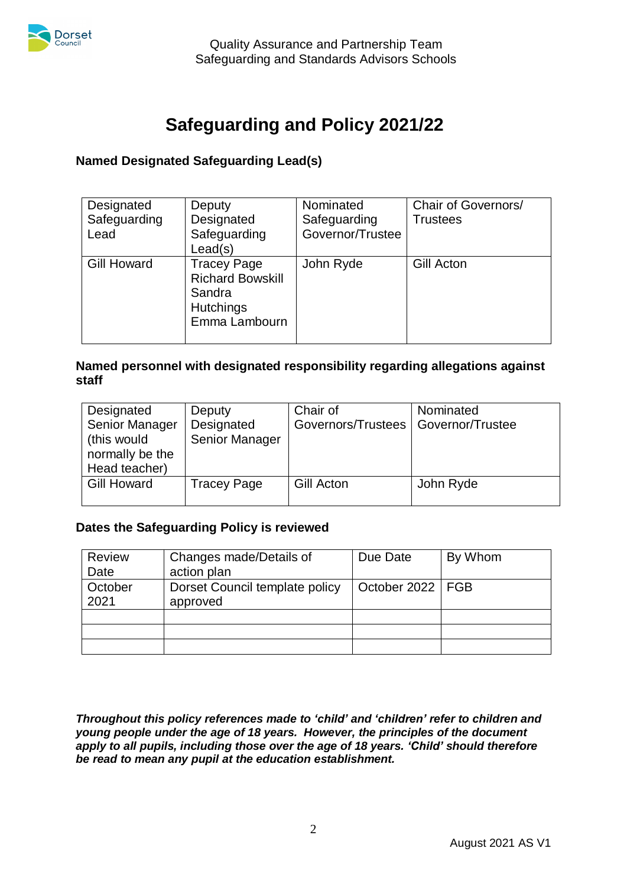Quality Assurance and Partnership Team
Safeguarding and Standards Advisors Schools

# Safeguarding and Policy 2021/22

**Named Designated Safeguarding Lead(s)**

| Designated Safeguarding Lead | Deputy Designated Safeguarding Lead(s) | Nominated Safeguarding Governor/Trustee | Chair of Governors/ Trustees |
|---|---|---|---|
| Gill Howard | Tracey Page<br>Richard Bowskill<br>Sandra Hutchings<br>Emma Lambourn | John Ryde | Gill Acton |

**Named personnel with designated responsibility regarding allegations against staff**

| Designated Senior Manager (this would normally be the Head teacher) | Deputy Designated Senior Manager | Chair of Governors/Trustees | Nominated Governor/Trustee |
|---|---|---|---|
| Gill Howard | Tracey Page | Gill Acton | John Ryde |

**Dates the Safeguarding Policy is reviewed**

| Review Date | Changes made/Details of action plan | Due Date | By Whom |
|---|---|---|---|
| October 2021 | Dorset Council template policy approved | October 2022 | FGB |
| | | | |
| | | | |
| | | | |

***Throughout this policy references made to 'child' and 'children' refer to children and young people under the age of 18 years. However, the principles of the document apply to all pupils, including those over the age of 18 years. 'Child' should therefore be read to mean any pupil at the education establishment.***

August 2021 AS V1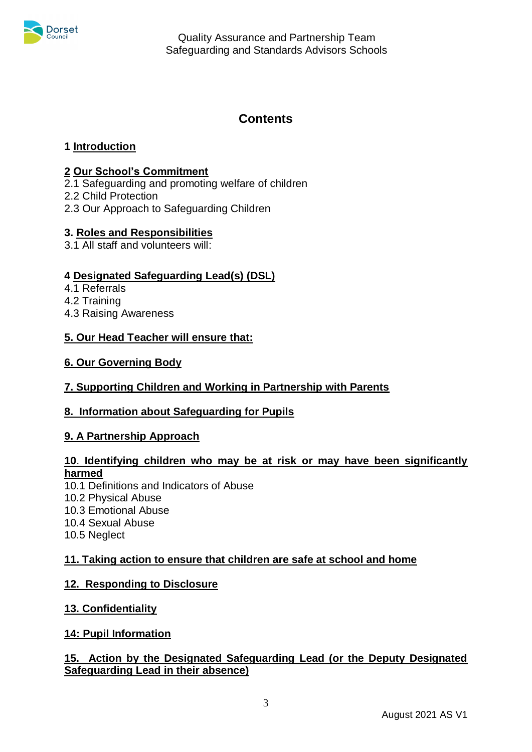# Contents

**1 Introduction**

**2 Our School's Commitment**
2.1 Safeguarding and promoting welfare of children
2.2 Child Protection
2.3 Our Approach to Safeguarding Children

**3. Roles and Responsibilities**
3.1 All staff and volunteers will:

**4 Designated Safeguarding Lead(s) (DSL)**
4.1 Referrals
4.2 Training
4.3 Raising Awareness

**5. Our Head Teacher will ensure that:**

**6. Our Governing Body**

**7. Supporting Children and Working in Partnership with Parents**

**8. Information about Safeguarding for Pupils**

**9. A Partnership Approach**

**10. Identifying children who may be at risk or may have been significantly harmed**
10.1 Definitions and Indicators of Abuse
10.2 Physical Abuse
10.3 Emotional Abuse
10.4 Sexual Abuse
10.5 Neglect

**11. Taking action to ensure that children are safe at school and home**

**12. Responding to Disclosure**

**13. Confidentiality**

**14: Pupil Information**

**15. Action by the Designated Safeguarding Lead (or the Deputy Designated Safeguarding Lead in their absence)**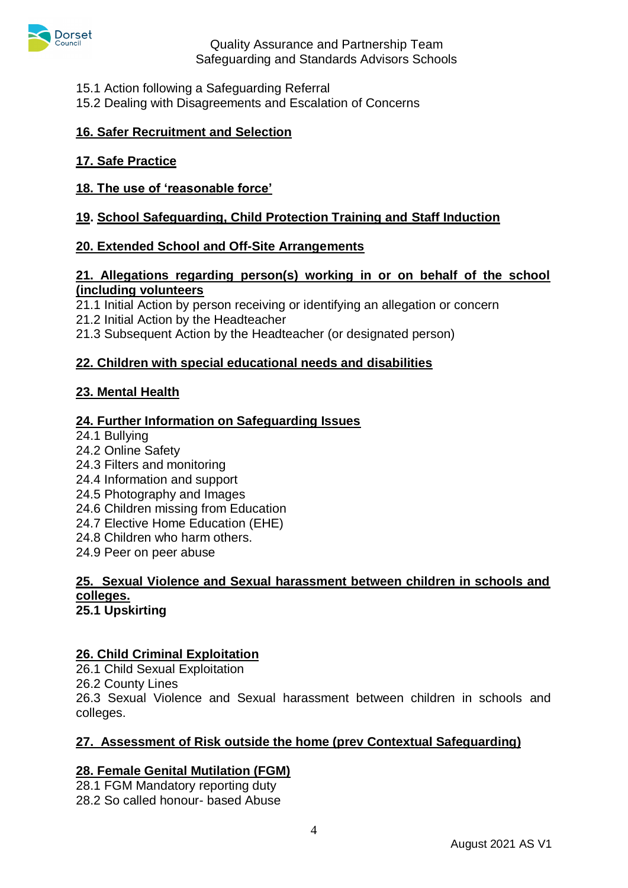15.1 Action following a Safeguarding Referral
15.2 Dealing with Disagreements and Escalation of Concerns

**16. Safer Recruitment and Selection**

**17. Safe Practice**

**18. The use of 'reasonable force'**

**19. School Safeguarding, Child Protection Training and Staff Induction**

**20. Extended School and Off-Site Arrangements**

**21. Allegations regarding person(s) working in or on behalf of the school (including volunteers**

21.1 Initial Action by person receiving or identifying an allegation or concern
21.2 Initial Action by the Headteacher
21.3 Subsequent Action by the Headteacher (or designated person)

**22. Children with special educational needs and disabilities**

**23. Mental Health**

**24. Further Information on Safeguarding Issues**

24.1 Bullying
24.2 Online Safety
24.3 Filters and monitoring
24.4 Information and support
24.5 Photography and Images
24.6 Children missing from Education
24.7 Elective Home Education (EHE)
24.8 Children who harm others.
24.9 Peer on peer abuse

**25. Sexual Violence and Sexual harassment between children in schools and colleges.**

**25.1 Upskirting**

**26. Child Criminal Exploitation**

26.1 Child Sexual Exploitation
26.2 County Lines
26.3 Sexual Violence and Sexual harassment between children in schools and colleges.

**27. Assessment of Risk outside the home (prev Contextual Safeguarding)**

**28. Female Genital Mutilation (FGM)**

28.1 FGM Mandatory reporting duty
28.2 So called honour- based Abuse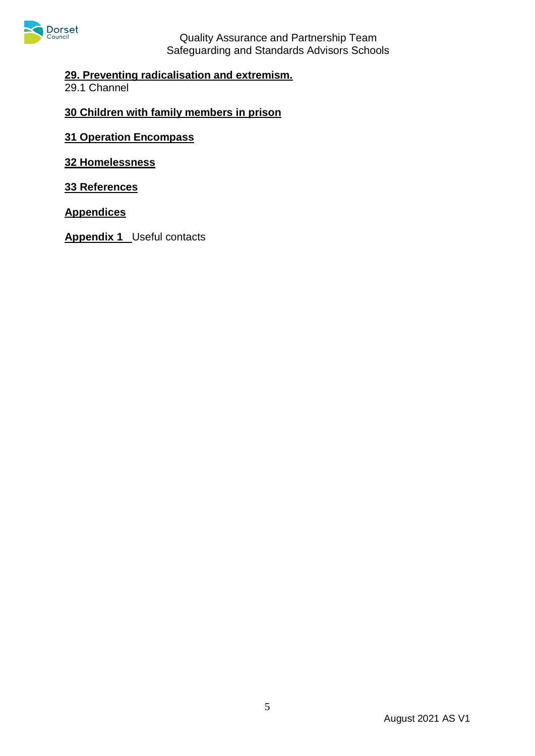**29. Preventing radicalisation and extremism.**
29.1 Channel

**30 Children with family members in prison**

**31 Operation Encompass**

**32 Homelessness**

**33 References**

**Appendices**

**Appendix 1** Useful contacts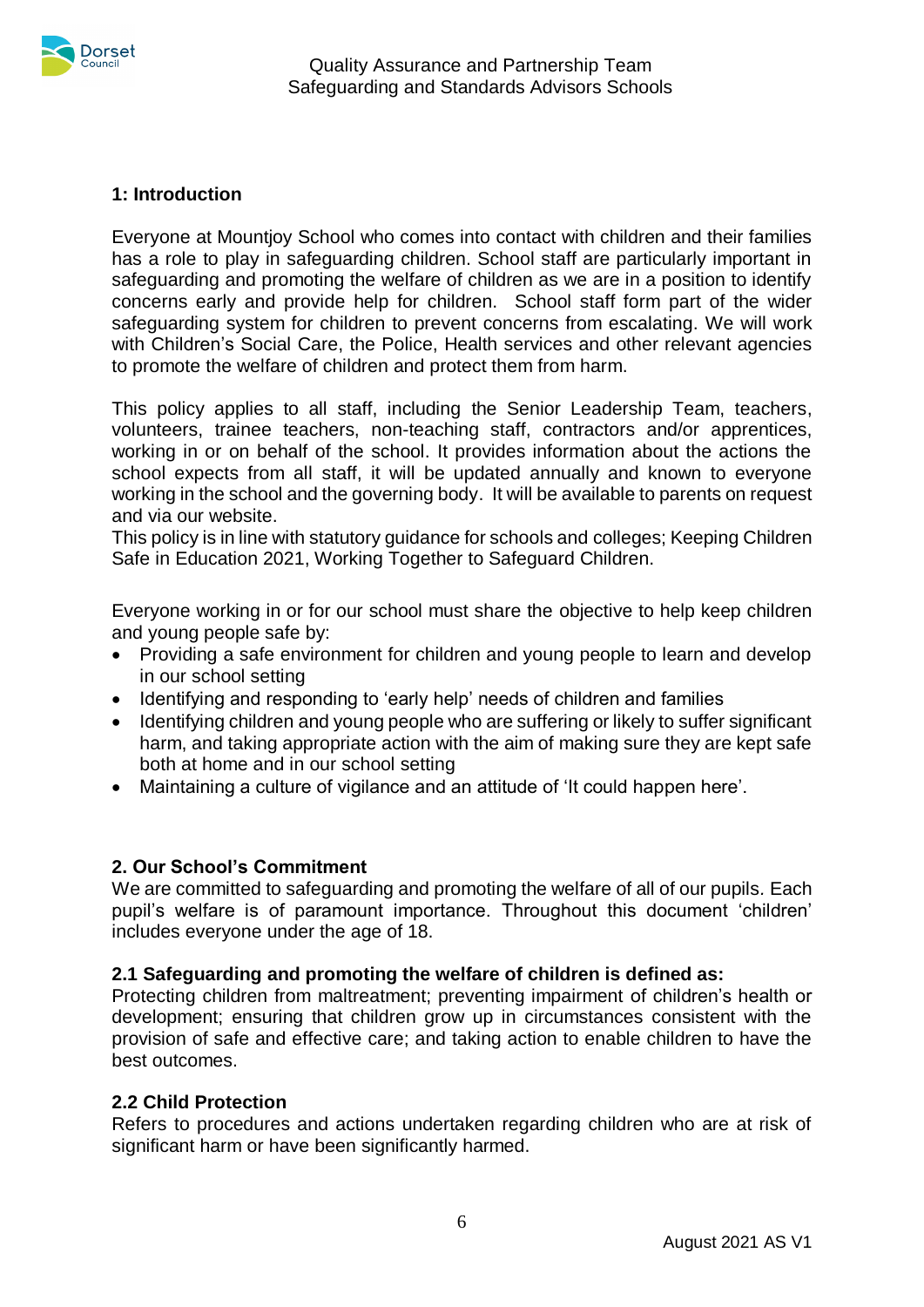## 1: Introduction

Everyone at Mountjoy School who comes into contact with children and their families has a role to play in safeguarding children. School staff are particularly important in safeguarding and promoting the welfare of children as we are in a position to identify concerns early and provide help for children. School staff form part of the wider safeguarding system for children to prevent concerns from escalating. We will work with Children's Social Care, the Police, Health services and other relevant agencies to promote the welfare of children and protect them from harm.

This policy applies to all staff, including the Senior Leadership Team, teachers, volunteers, trainee teachers, non-teaching staff, contractors and/or apprentices, working in or on behalf of the school. It provides information about the actions the school expects from all staff, it will be updated annually and known to everyone working in the school and the governing body. It will be available to parents on request and via our website.
This policy is in line with statutory guidance for schools and colleges; Keeping Children Safe in Education 2021, Working Together to Safeguard Children.

Everyone working in or for our school must share the objective to help keep children and young people safe by:

- Providing a safe environment for children and young people to learn and develop in our school setting
- Identifying and responding to 'early help' needs of children and families
- Identifying children and young people who are suffering or likely to suffer significant harm, and taking appropriate action with the aim of making sure they are kept safe both at home and in our school setting
- Maintaining a culture of vigilance and an attitude of 'It could happen here'.

## 2. Our School's Commitment

We are committed to safeguarding and promoting the welfare of all of our pupils. Each pupil's welfare is of paramount importance. Throughout this document 'children' includes everyone under the age of 18.

### 2.1 Safeguarding and promoting the welfare of children is defined as:

Protecting children from maltreatment; preventing impairment of children's health or development; ensuring that children grow up in circumstances consistent with the provision of safe and effective care; and taking action to enable children to have the best outcomes.

### 2.2 Child Protection

Refers to procedures and actions undertaken regarding children who are at risk of significant harm or have been significantly harmed.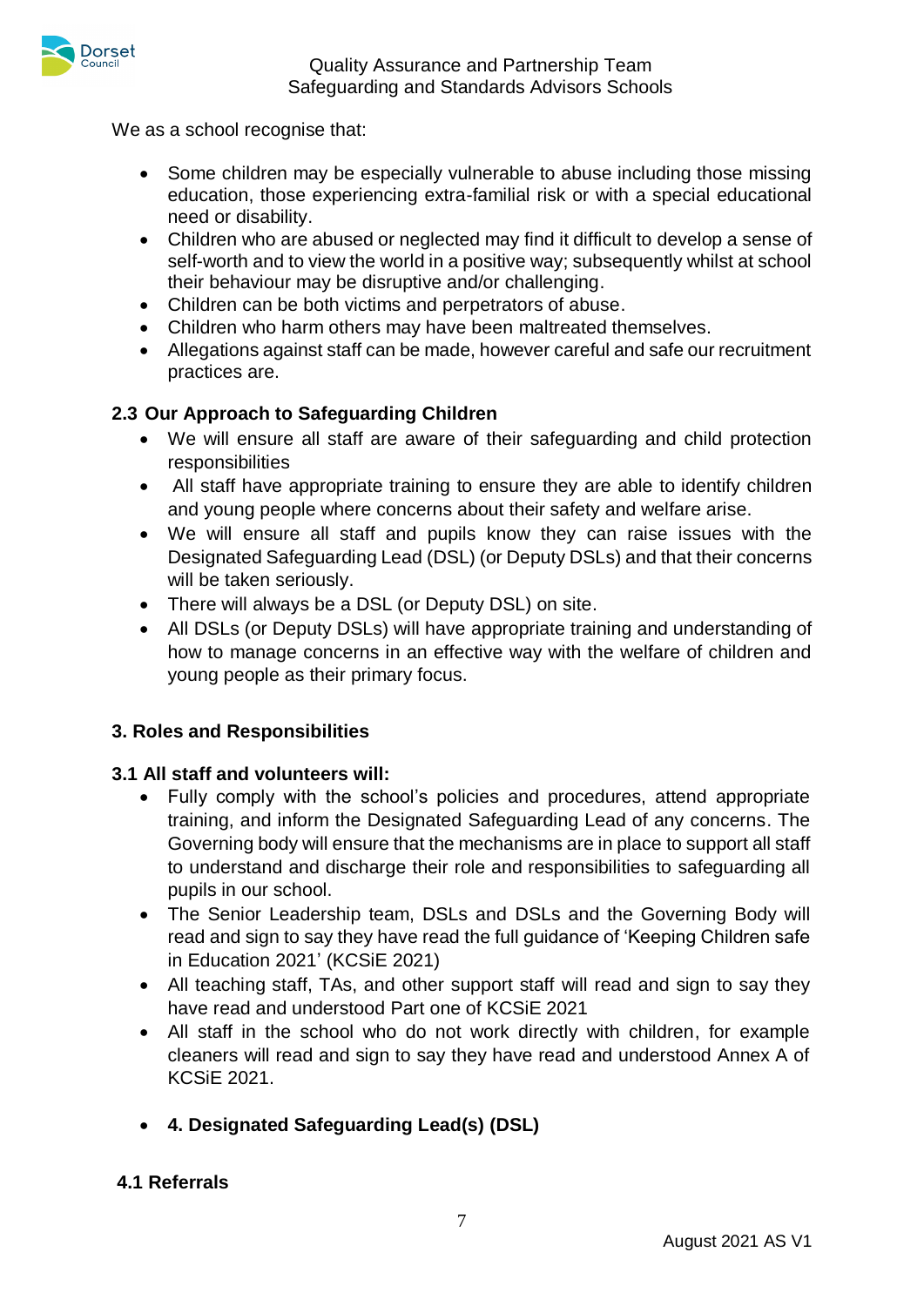We as a school recognise that:

- Some children may be especially vulnerable to abuse including those missing education, those experiencing extra-familial risk or with a special educational need or disability.
- Children who are abused or neglected may find it difficult to develop a sense of self-worth and to view the world in a positive way; subsequently whilst at school their behaviour may be disruptive and/or challenging.
- Children can be both victims and perpetrators of abuse.
- Children who harm others may have been maltreated themselves.
- Allegations against staff can be made, however careful and safe our recruitment practices are.

### 2.3 Our Approach to Safeguarding Children

- We will ensure all staff are aware of their safeguarding and child protection responsibilities
- All staff have appropriate training to ensure they are able to identify children and young people where concerns about their safety and welfare arise.
- We will ensure all staff and pupils know they can raise issues with the Designated Safeguarding Lead (DSL) (or Deputy DSLs) and that their concerns will be taken seriously.
- There will always be a DSL (or Deputy DSL) on site.
- All DSLs (or Deputy DSLs) will have appropriate training and understanding of how to manage concerns in an effective way with the welfare of children and young people as their primary focus.

## 3. Roles and Responsibilities

### 3.1 All staff and volunteers will:

- Fully comply with the school's policies and procedures, attend appropriate training, and inform the Designated Safeguarding Lead of any concerns. The Governing body will ensure that the mechanisms are in place to support all staff to understand and discharge their role and responsibilities to safeguarding all pupils in our school.
- The Senior Leadership team, DSLs and DSLs and the Governing Body will read and sign to say they have read the full guidance of 'Keeping Children safe in Education 2021' (KCSiE 2021)
- All teaching staff, TAs, and other support staff will read and sign to say they have read and understood Part one of KCSiE 2021
- All staff in the school who do not work directly with children, for example cleaners will read and sign to say they have read and understood Annex A of KCSiE 2021.

- **4. Designated Safeguarding Lead(s) (DSL)**

### 4.1 Referrals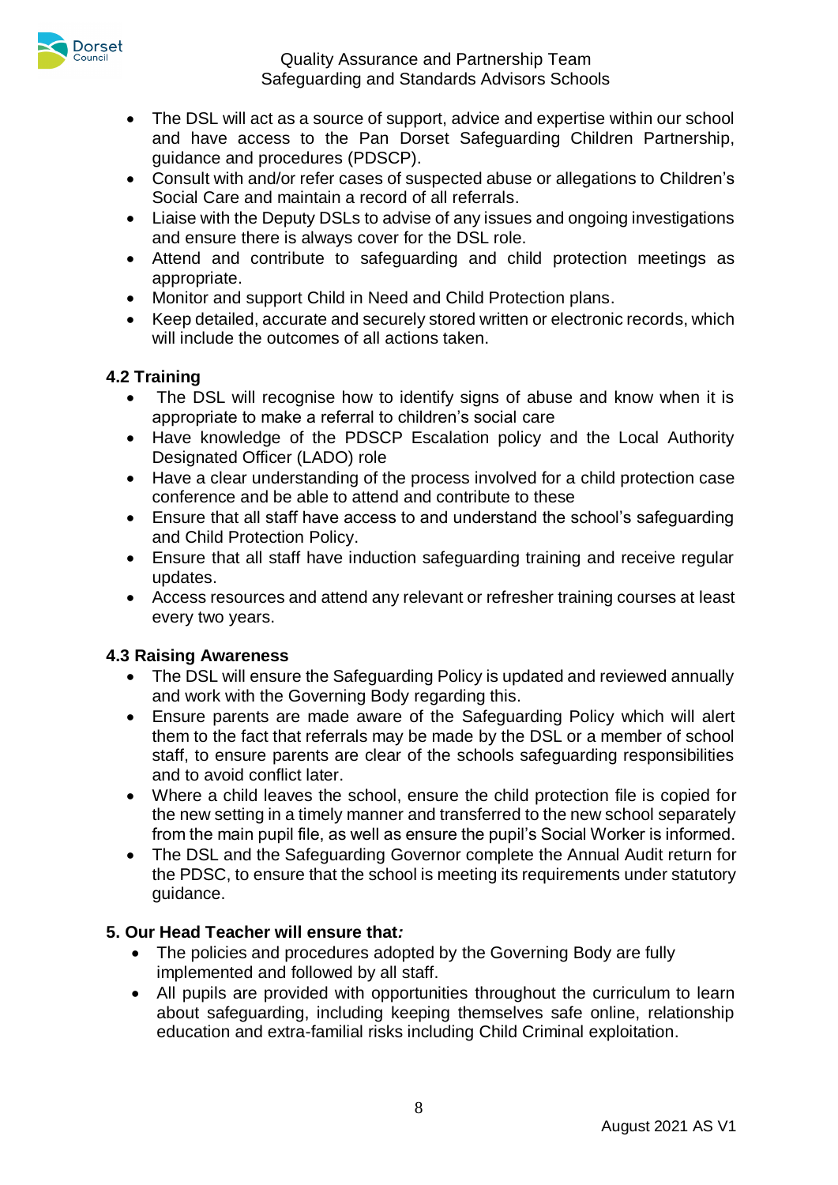- The DSL will act as a source of support, advice and expertise within our school and have access to the Pan Dorset Safeguarding Children Partnership, guidance and procedures (PDSCP).
- Consult with and/or refer cases of suspected abuse or allegations to Children's Social Care and maintain a record of all referrals.
- Liaise with the Deputy DSLs to advise of any issues and ongoing investigations and ensure there is always cover for the DSL role.
- Attend and contribute to safeguarding and child protection meetings as appropriate.
- Monitor and support Child in Need and Child Protection plans.
- Keep detailed, accurate and securely stored written or electronic records, which will include the outcomes of all actions taken.

### 4.2 Training

- The DSL will recognise how to identify signs of abuse and know when it is appropriate to make a referral to children's social care
- Have knowledge of the PDSCP Escalation policy and the Local Authority Designated Officer (LADO) role
- Have a clear understanding of the process involved for a child protection case conference and be able to attend and contribute to these
- Ensure that all staff have access to and understand the school's safeguarding and Child Protection Policy.
- Ensure that all staff have induction safeguarding training and receive regular updates.
- Access resources and attend any relevant or refresher training courses at least every two years.

### 4.3 Raising Awareness

- The DSL will ensure the Safeguarding Policy is updated and reviewed annually and work with the Governing Body regarding this.
- Ensure parents are made aware of the Safeguarding Policy which will alert them to the fact that referrals may be made by the DSL or a member of school staff, to ensure parents are clear of the schools safeguarding responsibilities and to avoid conflict later.
- Where a child leaves the school, ensure the child protection file is copied for the new setting in a timely manner and transferred to the new school separately from the main pupil file, as well as ensure the pupil's Social Worker is informed.
- The DSL and the Safeguarding Governor complete the Annual Audit return for the PDSC, to ensure that the school is meeting its requirements under statutory guidance.

## 5. Our Head Teacher will ensure that*:*

- The policies and procedures adopted by the Governing Body are fully implemented and followed by all staff.
- All pupils are provided with opportunities throughout the curriculum to learn about safeguarding, including keeping themselves safe online, relationship education and extra-familial risks including Child Criminal exploitation.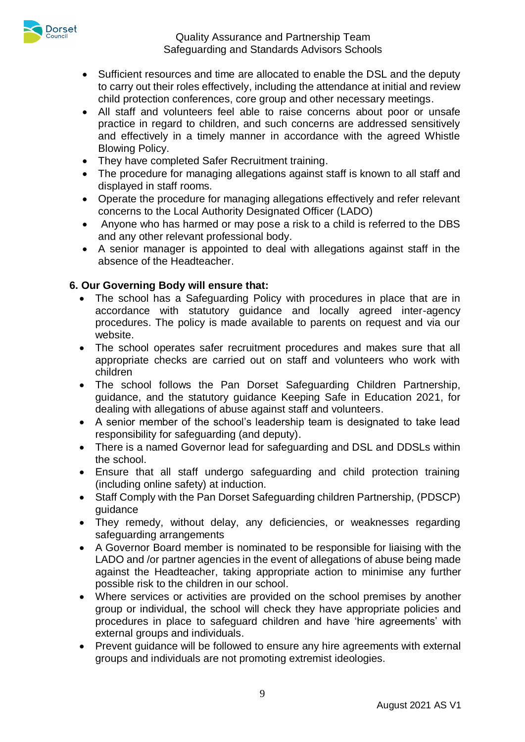- Sufficient resources and time are allocated to enable the DSL and the deputy to carry out their roles effectively, including the attendance at initial and review child protection conferences, core group and other necessary meetings.
- All staff and volunteers feel able to raise concerns about poor or unsafe practice in regard to children, and such concerns are addressed sensitively and effectively in a timely manner in accordance with the agreed Whistle Blowing Policy.
- They have completed Safer Recruitment training.
- The procedure for managing allegations against staff is known to all staff and displayed in staff rooms.
- Operate the procedure for managing allegations effectively and refer relevant concerns to the Local Authority Designated Officer (LADO)
- Anyone who has harmed or may pose a risk to a child is referred to the DBS and any other relevant professional body.
- A senior manager is appointed to deal with allegations against staff in the absence of the Headteacher.

**6. Our Governing Body will ensure that:**

- The school has a Safeguarding Policy with procedures in place that are in accordance with statutory guidance and locally agreed inter-agency procedures. The policy is made available to parents on request and via our website.
- The school operates safer recruitment procedures and makes sure that all appropriate checks are carried out on staff and volunteers who work with children
- The school follows the Pan Dorset Safeguarding Children Partnership, guidance, and the statutory guidance Keeping Safe in Education 2021, for dealing with allegations of abuse against staff and volunteers.
- A senior member of the school's leadership team is designated to take lead responsibility for safeguarding (and deputy).
- There is a named Governor lead for safeguarding and DSL and DDSLs within the school.
- Ensure that all staff undergo safeguarding and child protection training (including online safety) at induction.
- Staff Comply with the Pan Dorset Safeguarding children Partnership, (PDSCP) guidance
- They remedy, without delay, any deficiencies, or weaknesses regarding safeguarding arrangements
- A Governor Board member is nominated to be responsible for liaising with the LADO and /or partner agencies in the event of allegations of abuse being made against the Headteacher, taking appropriate action to minimise any further possible risk to the children in our school.
- Where services or activities are provided on the school premises by another group or individual, the school will check they have appropriate policies and procedures in place to safeguard children and have 'hire agreements' with external groups and individuals.
- Prevent guidance will be followed to ensure any hire agreements with external groups and individuals are not promoting extremist ideologies.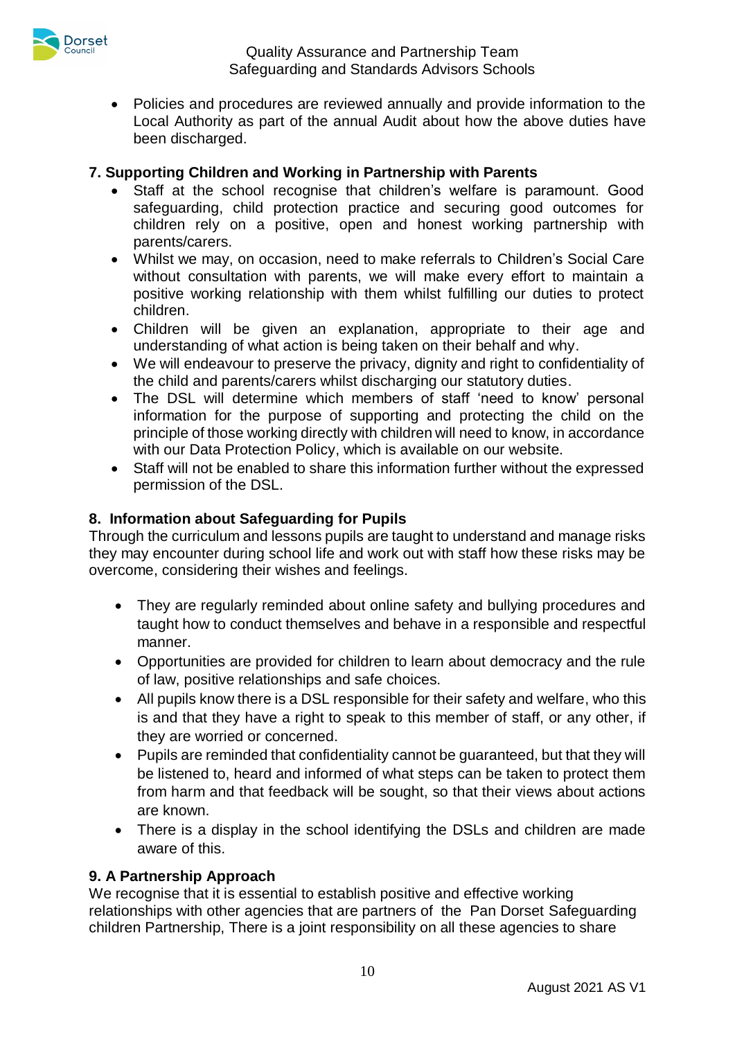- Policies and procedures are reviewed annually and provide information to the Local Authority as part of the annual Audit about how the above duties have been discharged.

## 7. Supporting Children and Working in Partnership with Parents

- Staff at the school recognise that children's welfare is paramount. Good safeguarding, child protection practice and securing good outcomes for children rely on a positive, open and honest working partnership with parents/carers.
- Whilst we may, on occasion, need to make referrals to Children's Social Care without consultation with parents, we will make every effort to maintain a positive working relationship with them whilst fulfilling our duties to protect children.
- Children will be given an explanation, appropriate to their age and understanding of what action is being taken on their behalf and why.
- We will endeavour to preserve the privacy, dignity and right to confidentiality of the child and parents/carers whilst discharging our statutory duties.
- The DSL will determine which members of staff 'need to know' personal information for the purpose of supporting and protecting the child on the principle of those working directly with children will need to know, in accordance with our Data Protection Policy, which is available on our website.
- Staff will not be enabled to share this information further without the expressed permission of the DSL.

## 8. Information about Safeguarding for Pupils

Through the curriculum and lessons pupils are taught to understand and manage risks they may encounter during school life and work out with staff how these risks may be overcome, considering their wishes and feelings.

- They are regularly reminded about online safety and bullying procedures and taught how to conduct themselves and behave in a responsible and respectful manner.
- Opportunities are provided for children to learn about democracy and the rule of law, positive relationships and safe choices.
- All pupils know there is a DSL responsible for their safety and welfare, who this is and that they have a right to speak to this member of staff, or any other, if they are worried or concerned.
- Pupils are reminded that confidentiality cannot be guaranteed, but that they will be listened to, heard and informed of what steps can be taken to protect them from harm and that feedback will be sought, so that their views about actions are known.
- There is a display in the school identifying the DSLs and children are made aware of this.

## 9. A Partnership Approach

We recognise that it is essential to establish positive and effective working relationships with other agencies that are partners of the Pan Dorset Safeguarding children Partnership, There is a joint responsibility on all these agencies to share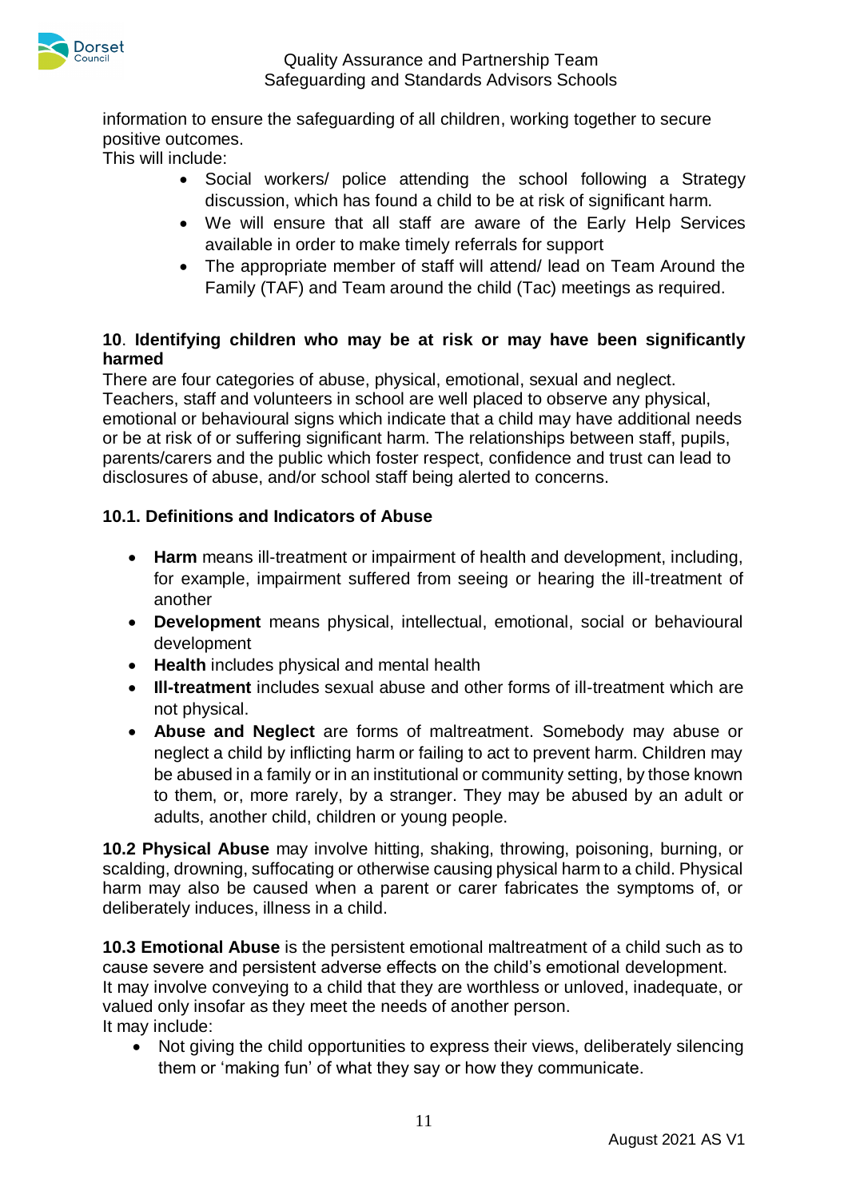information to ensure the safeguarding of all children, working together to secure positive outcomes.
This will include:

- Social workers/ police attending the school following a Strategy discussion, which has found a child to be at risk of significant harm.
- We will ensure that all staff are aware of the Early Help Services available in order to make timely referrals for support
- The appropriate member of staff will attend/ lead on Team Around the Family (TAF) and Team around the child (Tac) meetings as required.

## 10. Identifying children who may be at risk or may have been significantly harmed

There are four categories of abuse, physical, emotional, sexual and neglect. Teachers, staff and volunteers in school are well placed to observe any physical, emotional or behavioural signs which indicate that a child may have additional needs or be at risk of or suffering significant harm. The relationships between staff, pupils, parents/carers and the public which foster respect, confidence and trust can lead to disclosures of abuse, and/or school staff being alerted to concerns.

### 10.1. Definitions and Indicators of Abuse

- **Harm** means ill-treatment or impairment of health and development, including, for example, impairment suffered from seeing or hearing the ill-treatment of another
- **Development** means physical, intellectual, emotional, social or behavioural development
- **Health** includes physical and mental health
- **Ill-treatment** includes sexual abuse and other forms of ill-treatment which are not physical.
- **Abuse and Neglect** are forms of maltreatment. Somebody may abuse or neglect a child by inflicting harm or failing to act to prevent harm. Children may be abused in a family or in an institutional or community setting, by those known to them, or, more rarely, by a stranger. They may be abused by an adult or adults, another child, children or young people.

**10.2 Physical Abuse** may involve hitting, shaking, throwing, poisoning, burning, or scalding, drowning, suffocating or otherwise causing physical harm to a child. Physical harm may also be caused when a parent or carer fabricates the symptoms of, or deliberately induces, illness in a child.

**10.3 Emotional Abuse** is the persistent emotional maltreatment of a child such as to cause severe and persistent adverse effects on the child's emotional development. It may involve conveying to a child that they are worthless or unloved, inadequate, or valued only insofar as they meet the needs of another person.
It may include:

- Not giving the child opportunities to express their views, deliberately silencing them or 'making fun' of what they say or how they communicate.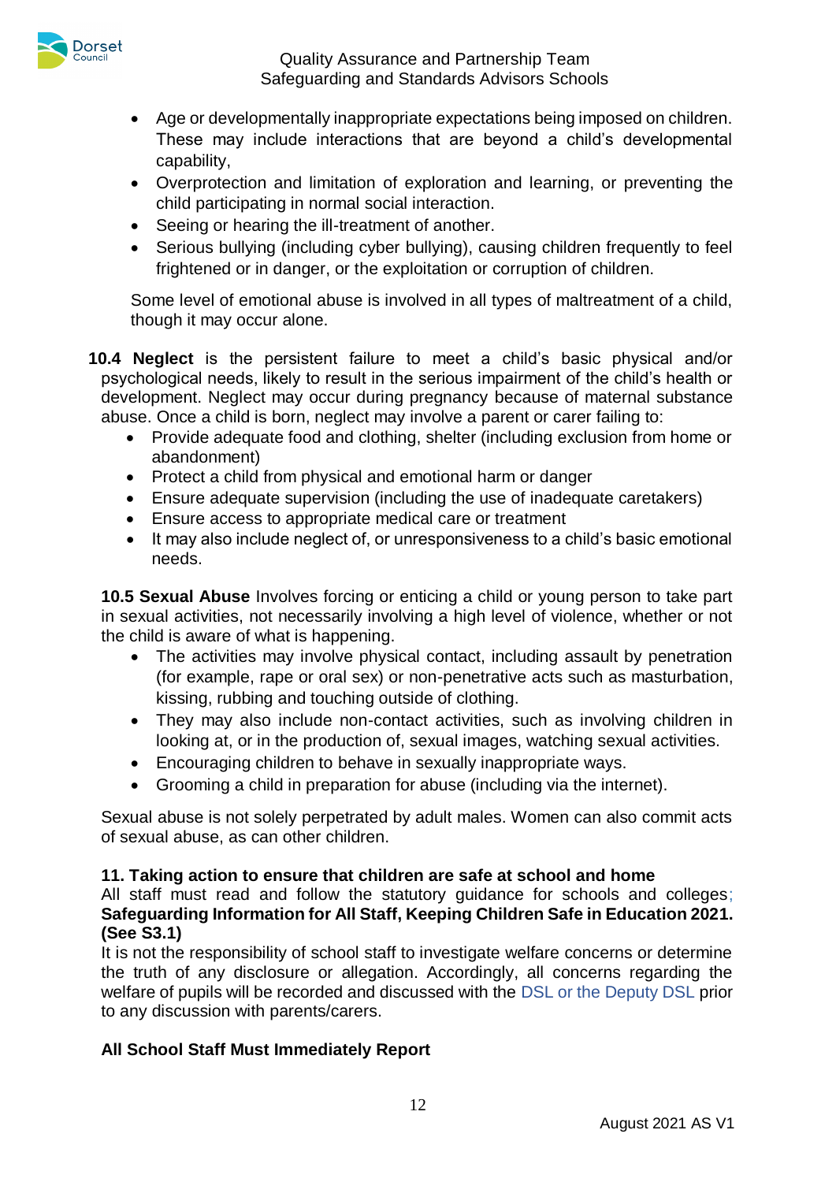- Age or developmentally inappropriate expectations being imposed on children. These may include interactions that are beyond a child's developmental capability,
- Overprotection and limitation of exploration and learning, or preventing the child participating in normal social interaction.
- Seeing or hearing the ill-treatment of another.
- Serious bullying (including cyber bullying), causing children frequently to feel frightened or in danger, or the exploitation or corruption of children.

Some level of emotional abuse is involved in all types of maltreatment of a child, though it may occur alone.

**10.4 Neglect** is the persistent failure to meet a child's basic physical and/or psychological needs, likely to result in the serious impairment of the child's health or development. Neglect may occur during pregnancy because of maternal substance abuse. Once a child is born, neglect may involve a parent or carer failing to:

- Provide adequate food and clothing, shelter (including exclusion from home or abandonment)
- Protect a child from physical and emotional harm or danger
- Ensure adequate supervision (including the use of inadequate caretakers)
- Ensure access to appropriate medical care or treatment
- It may also include neglect of, or unresponsiveness to a child's basic emotional needs.

**10.5 Sexual Abuse** Involves forcing or enticing a child or young person to take part in sexual activities, not necessarily involving a high level of violence, whether or not the child is aware of what is happening.

- The activities may involve physical contact, including assault by penetration (for example, rape or oral sex) or non-penetrative acts such as masturbation, kissing, rubbing and touching outside of clothing.
- They may also include non-contact activities, such as involving children in looking at, or in the production of, sexual images, watching sexual activities.
- Encouraging children to behave in sexually inappropriate ways.
- Grooming a child in preparation for abuse (including via the internet).

Sexual abuse is not solely perpetrated by adult males. Women can also commit acts of sexual abuse, as can other children.

### 11. Taking action to ensure that children are safe at school and home

All staff must read and follow the statutory guidance for schools and colleges; **Safeguarding Information for All Staff, Keeping Children Safe in Education 2021. (See S3.1)**

It is not the responsibility of school staff to investigate welfare concerns or determine the truth of any disclosure or allegation. Accordingly, all concerns regarding the welfare of pupils will be recorded and discussed with the DSL or the Deputy DSL prior to any discussion with parents/carers.

**All School Staff Must Immediately Report**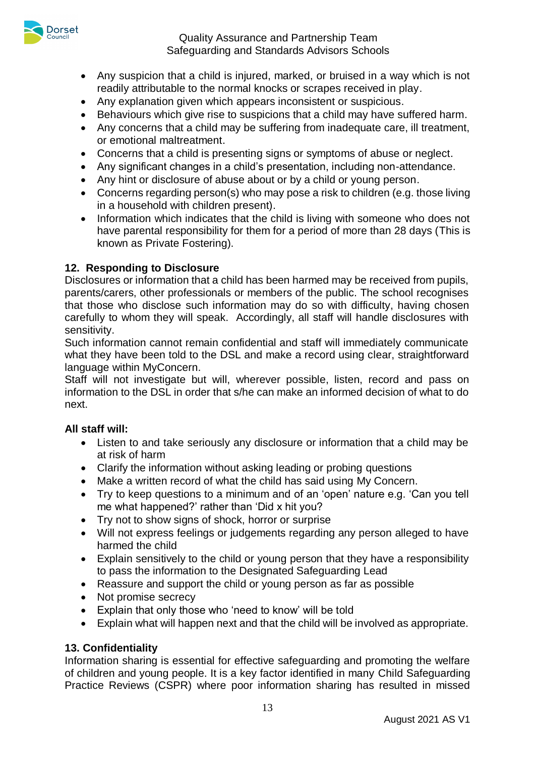- Any suspicion that a child is injured, marked, or bruised in a way which is not readily attributable to the normal knocks or scrapes received in play.
- Any explanation given which appears inconsistent or suspicious.
- Behaviours which give rise to suspicions that a child may have suffered harm.
- Any concerns that a child may be suffering from inadequate care, ill treatment, or emotional maltreatment.
- Concerns that a child is presenting signs or symptoms of abuse or neglect.
- Any significant changes in a child's presentation, including non-attendance.
- Any hint or disclosure of abuse about or by a child or young person.
- Concerns regarding person(s) who may pose a risk to children (e.g. those living in a household with children present).
- Information which indicates that the child is living with someone who does not have parental responsibility for them for a period of more than 28 days (This is known as Private Fostering).

## 12. Responding to Disclosure

Disclosures or information that a child has been harmed may be received from pupils, parents/carers, other professionals or members of the public. The school recognises that those who disclose such information may do so with difficulty, having chosen carefully to whom they will speak. Accordingly, all staff will handle disclosures with sensitivity.

Such information cannot remain confidential and staff will immediately communicate what they have been told to the DSL and make a record using clear, straightforward language within MyConcern.

Staff will not investigate but will, wherever possible, listen, record and pass on information to the DSL in order that s/he can make an informed decision of what to do next.

**All staff will:**

- Listen to and take seriously any disclosure or information that a child may be at risk of harm
- Clarify the information without asking leading or probing questions
- Make a written record of what the child has said using My Concern.
- Try to keep questions to a minimum and of an 'open' nature e.g. 'Can you tell me what happened?' rather than 'Did x hit you?
- Try not to show signs of shock, horror or surprise
- Will not express feelings or judgements regarding any person alleged to have harmed the child
- Explain sensitively to the child or young person that they have a responsibility to pass the information to the Designated Safeguarding Lead
- Reassure and support the child or young person as far as possible
- Not promise secrecy
- Explain that only those who 'need to know' will be told
- Explain what will happen next and that the child will be involved as appropriate.

## 13. Confidentiality

Information sharing is essential for effective safeguarding and promoting the welfare of children and young people. It is a key factor identified in many Child Safeguarding Practice Reviews (CSPR) where poor information sharing has resulted in missed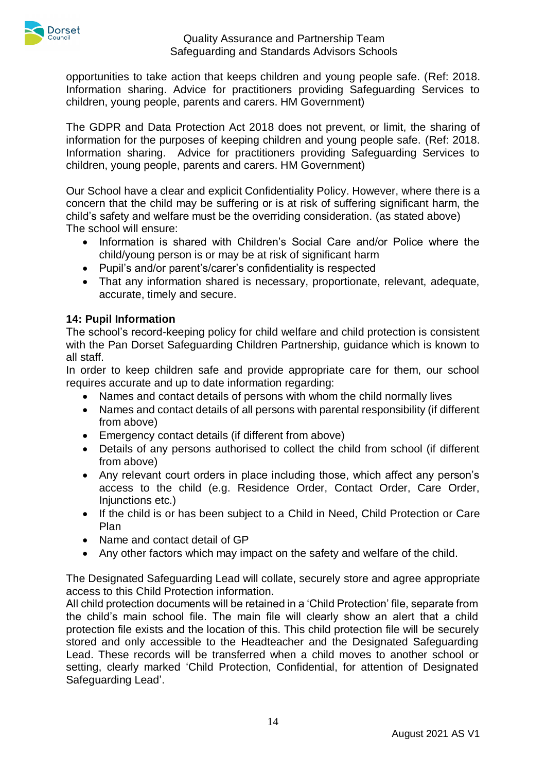opportunities to take action that keeps children and young people safe. (Ref: 2018. Information sharing. Advice for practitioners providing Safeguarding Services to children, young people, parents and carers. HM Government)

The GDPR and Data Protection Act 2018 does not prevent, or limit, the sharing of information for the purposes of keeping children and young people safe. (Ref: 2018. Information sharing. Advice for practitioners providing Safeguarding Services to children, young people, parents and carers. HM Government)

Our School have a clear and explicit Confidentiality Policy. However, where there is a concern that the child may be suffering or is at risk of suffering significant harm, the child's safety and welfare must be the overriding consideration. (as stated above)
The school will ensure:

- Information is shared with Children's Social Care and/or Police where the child/young person is or may be at risk of significant harm
- Pupil's and/or parent's/carer's confidentiality is respected
- That any information shared is necessary, proportionate, relevant, adequate, accurate, timely and secure.

**14: Pupil Information**

The school's record-keeping policy for child welfare and child protection is consistent with the Pan Dorset Safeguarding Children Partnership, guidance which is known to all staff.

In order to keep children safe and provide appropriate care for them, our school requires accurate and up to date information regarding:

- Names and contact details of persons with whom the child normally lives
- Names and contact details of all persons with parental responsibility (if different from above)
- Emergency contact details (if different from above)
- Details of any persons authorised to collect the child from school (if different from above)
- Any relevant court orders in place including those, which affect any person's access to the child (e.g. Residence Order, Contact Order, Care Order, Injunctions etc.)
- If the child is or has been subject to a Child in Need, Child Protection or Care Plan
- Name and contact detail of GP
- Any other factors which may impact on the safety and welfare of the child.

The Designated Safeguarding Lead will collate, securely store and agree appropriate access to this Child Protection information.

All child protection documents will be retained in a 'Child Protection' file, separate from the child's main school file. The main file will clearly show an alert that a child protection file exists and the location of this. This child protection file will be securely stored and only accessible to the Headteacher and the Designated Safeguarding Lead. These records will be transferred when a child moves to another school or setting, clearly marked 'Child Protection, Confidential, for attention of Designated Safeguarding Lead'.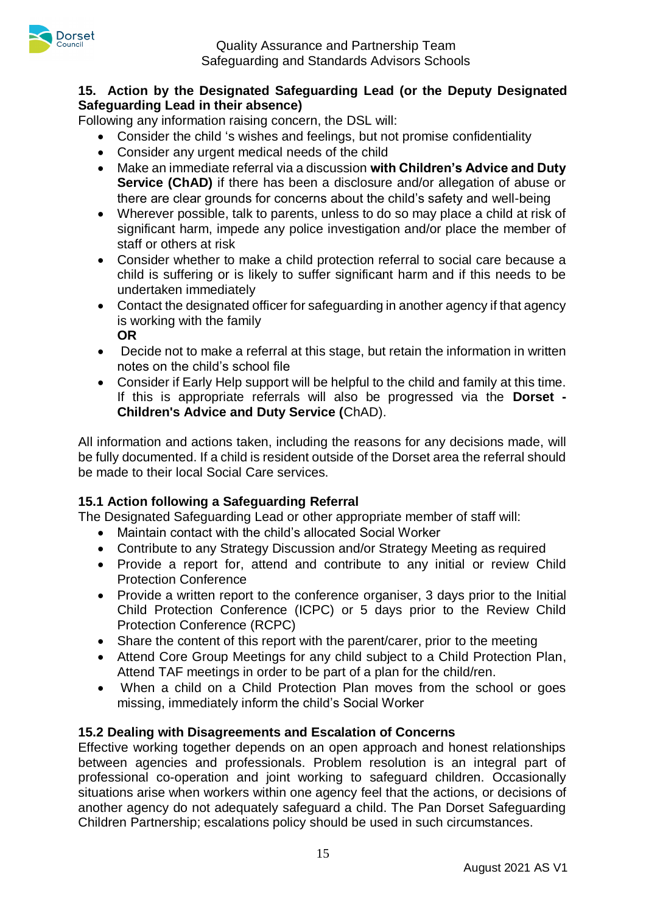## 15. Action by the Designated Safeguarding Lead (or the Deputy Designated Safeguarding Lead in their absence)

Following any information raising concern, the DSL will:

- Consider the child 's wishes and feelings, but not promise confidentiality
- Consider any urgent medical needs of the child
- Make an immediate referral via a discussion **with Children's Advice and Duty Service (ChAD)** if there has been a disclosure and/or allegation of abuse or there are clear grounds for concerns about the child's safety and well-being
- Wherever possible, talk to parents, unless to do so may place a child at risk of significant harm, impede any police investigation and/or place the member of staff or others at risk
- Consider whether to make a child protection referral to social care because a child is suffering or is likely to suffer significant harm and if this needs to be undertaken immediately
- Contact the designated officer for safeguarding in another agency if that agency is working with the family
  **OR**
- Decide not to make a referral at this stage, but retain the information in written notes on the child's school file
- Consider if Early Help support will be helpful to the child and family at this time. If this is appropriate referrals will also be progressed via the **Dorset - Children's Advice and Duty Service (**ChAD).

All information and actions taken, including the reasons for any decisions made, will be fully documented. If a child is resident outside of the Dorset area the referral should be made to their local Social Care services.

### 15.1 Action following a Safeguarding Referral

The Designated Safeguarding Lead or other appropriate member of staff will:

- Maintain contact with the child's allocated Social Worker
- Contribute to any Strategy Discussion and/or Strategy Meeting as required
- Provide a report for, attend and contribute to any initial or review Child Protection Conference
- Provide a written report to the conference organiser, 3 days prior to the Initial Child Protection Conference (ICPC) or 5 days prior to the Review Child Protection Conference (RCPC)
- Share the content of this report with the parent/carer, prior to the meeting
- Attend Core Group Meetings for any child subject to a Child Protection Plan, Attend TAF meetings in order to be part of a plan for the child/ren.
- When a child on a Child Protection Plan moves from the school or goes missing, immediately inform the child's Social Worker

### 15.2 Dealing with Disagreements and Escalation of Concerns

Effective working together depends on an open approach and honest relationships between agencies and professionals. Problem resolution is an integral part of professional co-operation and joint working to safeguard children. Occasionally situations arise when workers within one agency feel that the actions, or decisions of another agency do not adequately safeguard a child. The Pan Dorset Safeguarding Children Partnership; escalations policy should be used in such circumstances.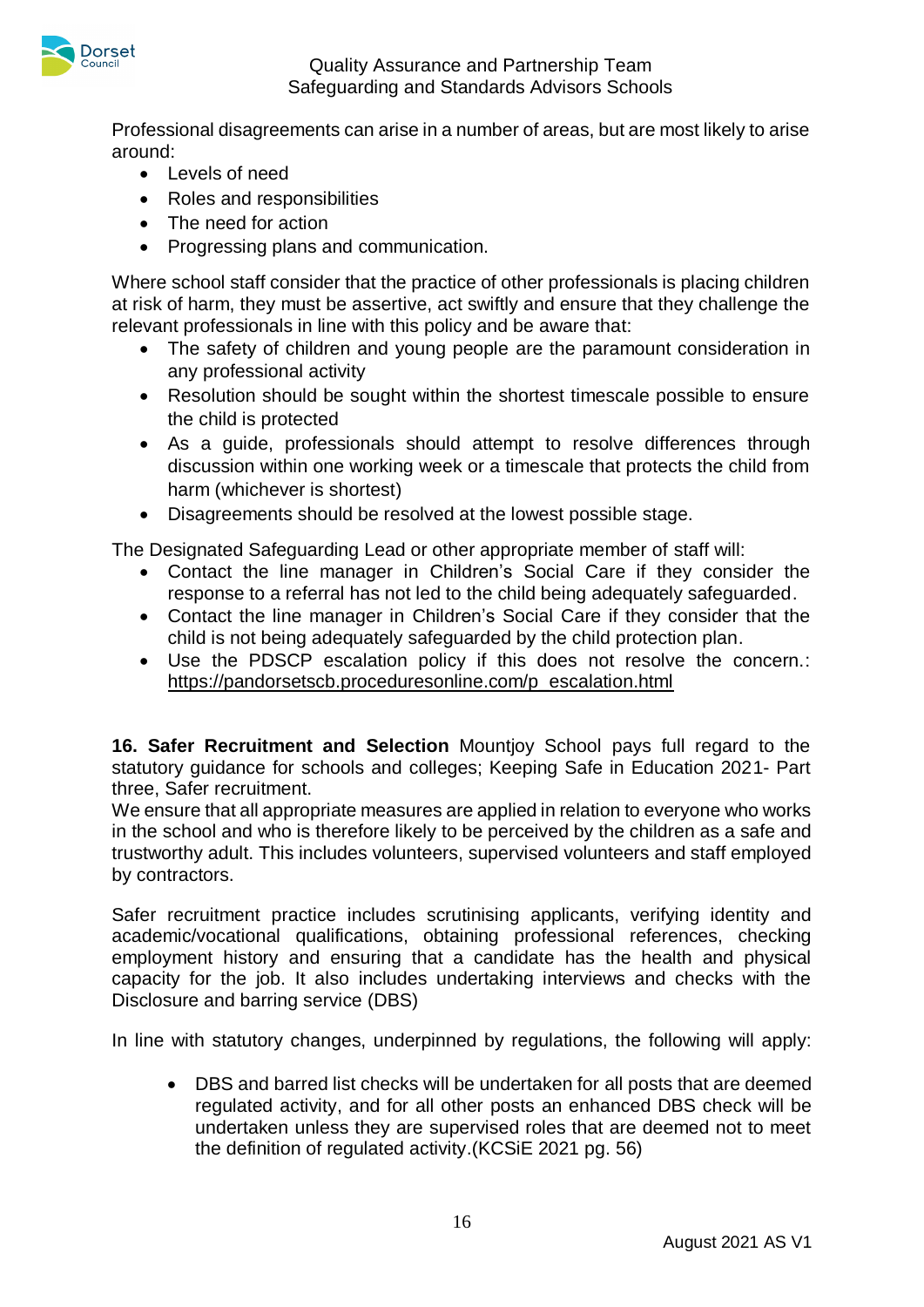Professional disagreements can arise in a number of areas, but are most likely to arise around:

- Levels of need
- Roles and responsibilities
- The need for action
- Progressing plans and communication.

Where school staff consider that the practice of other professionals is placing children at risk of harm, they must be assertive, act swiftly and ensure that they challenge the relevant professionals in line with this policy and be aware that:

- The safety of children and young people are the paramount consideration in any professional activity
- Resolution should be sought within the shortest timescale possible to ensure the child is protected
- As a guide, professionals should attempt to resolve differences through discussion within one working week or a timescale that protects the child from harm (whichever is shortest)
- Disagreements should be resolved at the lowest possible stage.

The Designated Safeguarding Lead or other appropriate member of staff will:

- Contact the line manager in Children's Social Care if they consider the response to a referral has not led to the child being adequately safeguarded.
- Contact the line manager in Children's Social Care if they consider that the child is not being adequately safeguarded by the child protection plan.
- Use the PDSCP escalation policy if this does not resolve the concern.: https://pandorsetscb.proceduresonline.com/p_escalation.html

**16. Safer Recruitment and Selection** Mountjoy School pays full regard to the statutory guidance for schools and colleges; Keeping Safe in Education 2021- Part three, Safer recruitment.
We ensure that all appropriate measures are applied in relation to everyone who works in the school and who is therefore likely to be perceived by the children as a safe and trustworthy adult. This includes volunteers, supervised volunteers and staff employed by contractors.

Safer recruitment practice includes scrutinising applicants, verifying identity and academic/vocational qualifications, obtaining professional references, checking employment history and ensuring that a candidate has the health and physical capacity for the job. It also includes undertaking interviews and checks with the Disclosure and barring service (DBS)

In line with statutory changes, underpinned by regulations, the following will apply:

- DBS and barred list checks will be undertaken for all posts that are deemed regulated activity, and for all other posts an enhanced DBS check will be undertaken unless they are supervised roles that are deemed not to meet the definition of regulated activity.(KCSiE 2021 pg. 56)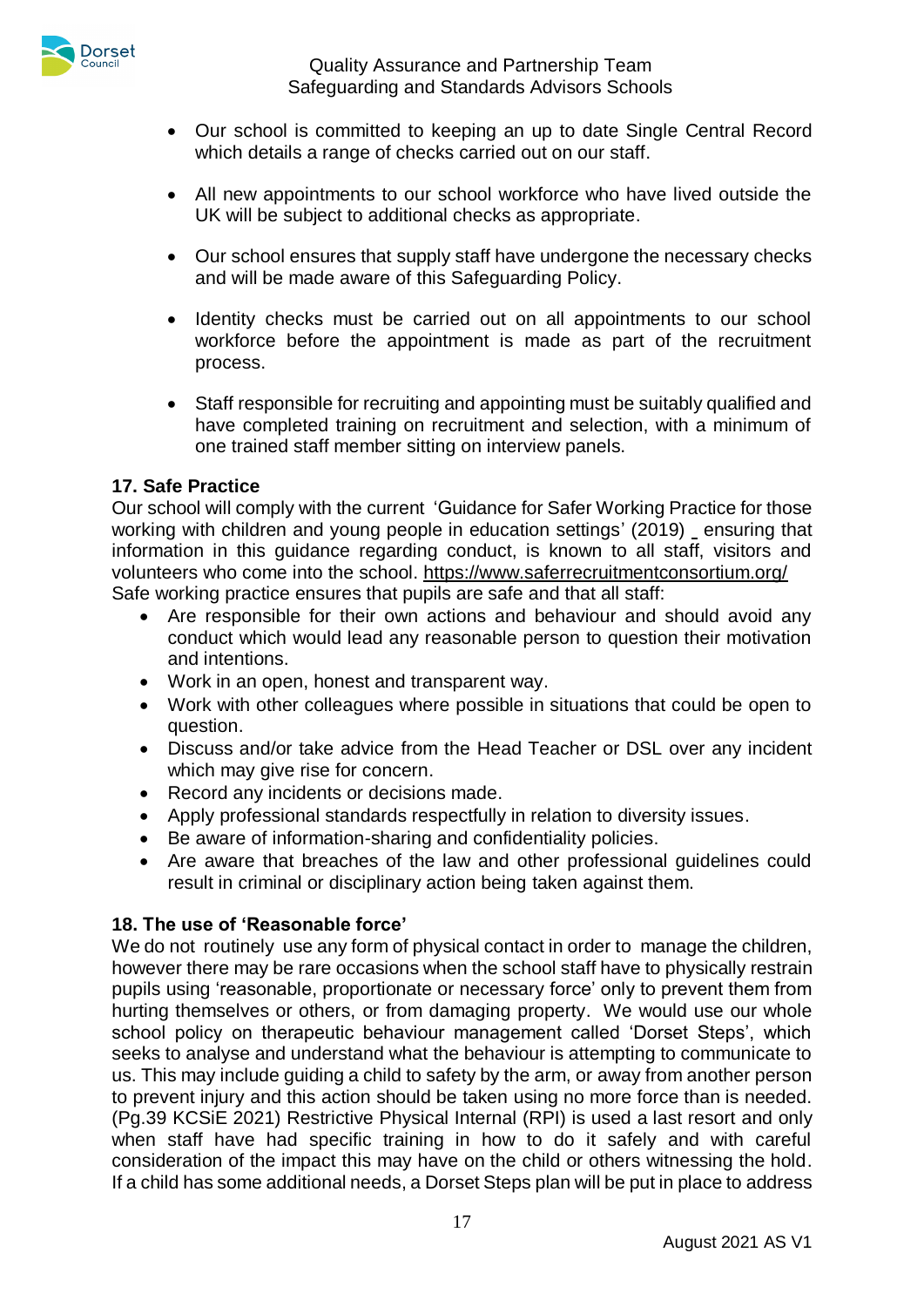- Our school is committed to keeping an up to date Single Central Record which details a range of checks carried out on our staff.
- All new appointments to our school workforce who have lived outside the UK will be subject to additional checks as appropriate.
- Our school ensures that supply staff have undergone the necessary checks and will be made aware of this Safeguarding Policy.
- Identity checks must be carried out on all appointments to our school workforce before the appointment is made as part of the recruitment process.
- Staff responsible for recruiting and appointing must be suitably qualified and have completed training on recruitment and selection, with a minimum of one trained staff member sitting on interview panels.

**17. Safe Practice**

Our school will comply with the current 'Guidance for Safer Working Practice for those working with children and young people in education settings' (2019) _ ensuring that information in this guidance regarding conduct, is known to all staff, visitors and volunteers who come into the school. https://www.saferrecruitmentconsortium.org/

Safe working practice ensures that pupils are safe and that all staff:

- Are responsible for their own actions and behaviour and should avoid any conduct which would lead any reasonable person to question their motivation and intentions.
- Work in an open, honest and transparent way.
- Work with other colleagues where possible in situations that could be open to question.
- Discuss and/or take advice from the Head Teacher or DSL over any incident which may give rise for concern.
- Record any incidents or decisions made.
- Apply professional standards respectfully in relation to diversity issues.
- Be aware of information-sharing and confidentiality policies.
- Are aware that breaches of the law and other professional guidelines could result in criminal or disciplinary action being taken against them.

**18. The use of 'Reasonable force'**

We do not routinely use any form of physical contact in order to manage the children, however there may be rare occasions when the school staff have to physically restrain pupils using 'reasonable, proportionate or necessary force' only to prevent them from hurting themselves or others, or from damaging property. We would use our whole school policy on therapeutic behaviour management called 'Dorset Steps', which seeks to analyse and understand what the behaviour is attempting to communicate to us. This may include guiding a child to safety by the arm, or away from another person to prevent injury and this action should be taken using no more force than is needed. (Pg.39 KCSiE 2021) Restrictive Physical Internal (RPI) is used a last resort and only when staff have had specific training in how to do it safely and with careful consideration of the impact this may have on the child or others witnessing the hold. If a child has some additional needs, a Dorset Steps plan will be put in place to address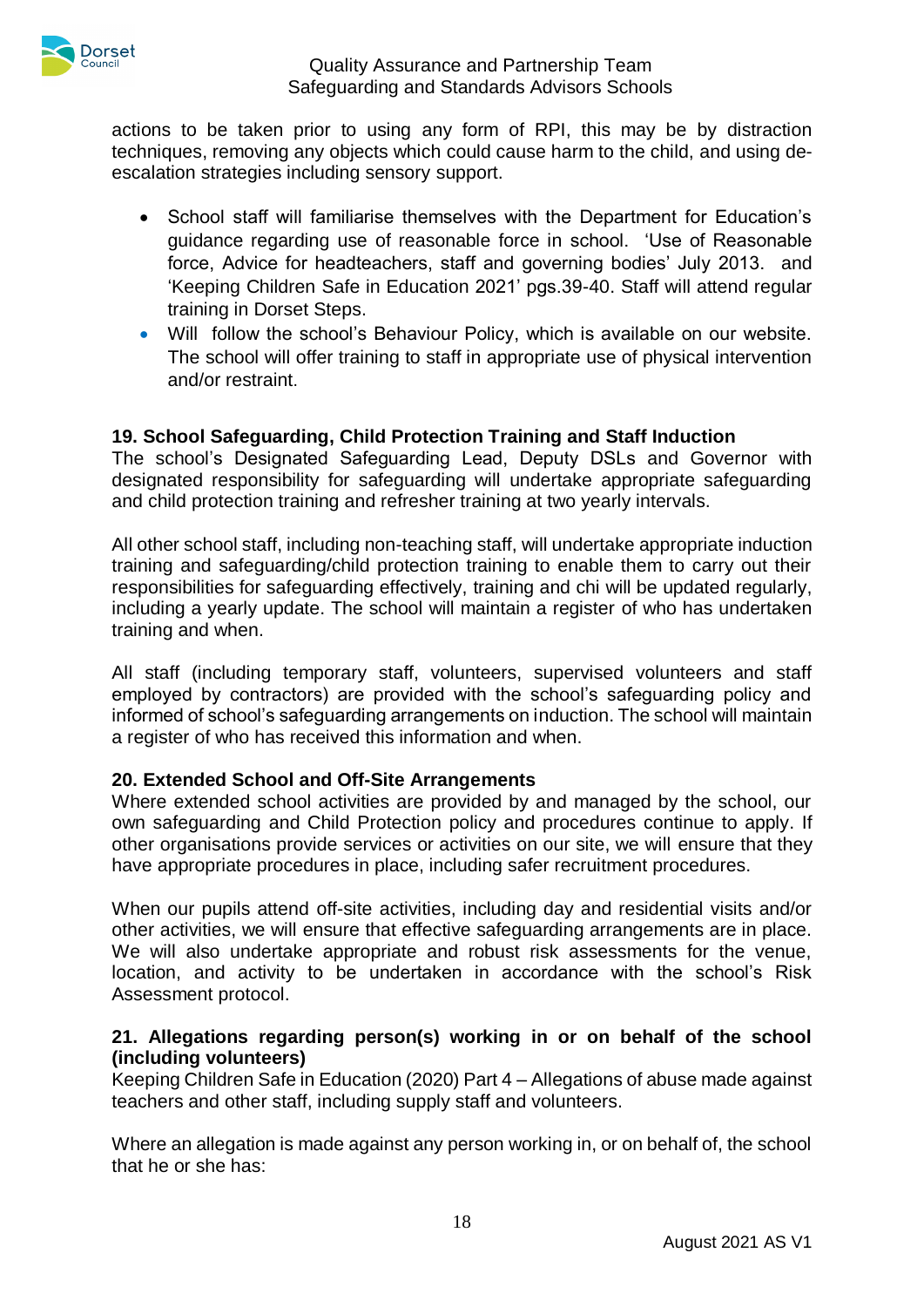actions to be taken prior to using any form of RPI, this may be by distraction techniques, removing any objects which could cause harm to the child, and using de-escalation strategies including sensory support.

- School staff will familiarise themselves with the Department for Education's guidance regarding use of reasonable force in school. 'Use of Reasonable force, Advice for headteachers, staff and governing bodies' July 2013. and 'Keeping Children Safe in Education 2021' pgs.39-40. Staff will attend regular training in Dorset Steps.
- Will follow the school's Behaviour Policy, which is available on our website. The school will offer training to staff in appropriate use of physical intervention and/or restraint.

**19. School Safeguarding, Child Protection Training and Staff Induction**

The school's Designated Safeguarding Lead, Deputy DSLs and Governor with designated responsibility for safeguarding will undertake appropriate safeguarding and child protection training and refresher training at two yearly intervals.

All other school staff, including non-teaching staff, will undertake appropriate induction training and safeguarding/child protection training to enable them to carry out their responsibilities for safeguarding effectively, training and chi will be updated regularly, including a yearly update. The school will maintain a register of who has undertaken training and when.

All staff (including temporary staff, volunteers, supervised volunteers and staff employed by contractors) are provided with the school's safeguarding policy and informed of school's safeguarding arrangements on induction. The school will maintain a register of who has received this information and when.

**20. Extended School and Off-Site Arrangements**

Where extended school activities are provided by and managed by the school, our own safeguarding and Child Protection policy and procedures continue to apply. If other organisations provide services or activities on our site, we will ensure that they have appropriate procedures in place, including safer recruitment procedures.

When our pupils attend off-site activities, including day and residential visits and/or other activities, we will ensure that effective safeguarding arrangements are in place. We will also undertake appropriate and robust risk assessments for the venue, location, and activity to be undertaken in accordance with the school's Risk Assessment protocol.

**21. Allegations regarding person(s) working in or on behalf of the school (including volunteers)**

Keeping Children Safe in Education (2020) Part 4 – Allegations of abuse made against teachers and other staff, including supply staff and volunteers.

Where an allegation is made against any person working in, or on behalf of, the school that he or she has: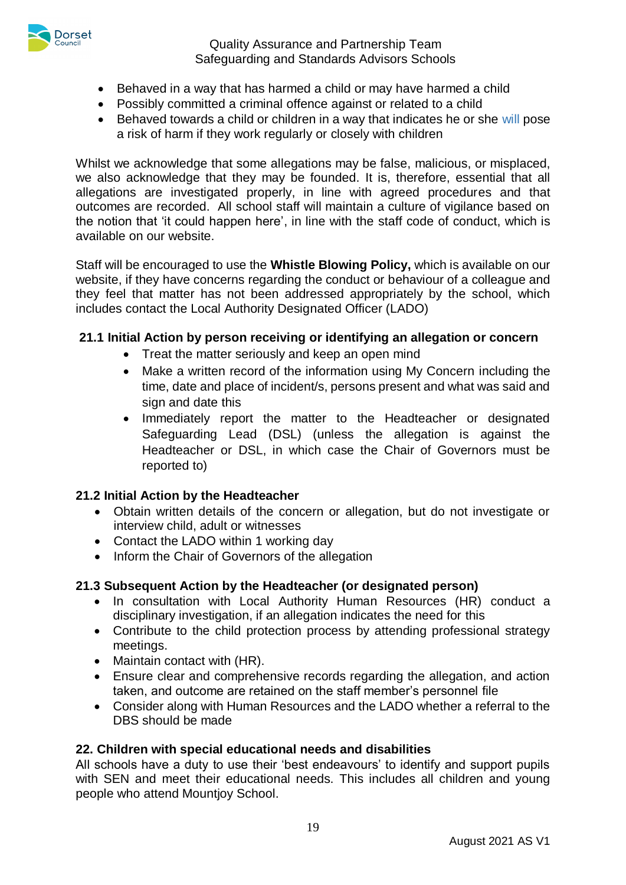- Behaved in a way that has harmed a child or may have harmed a child
- Possibly committed a criminal offence against or related to a child
- Behaved towards a child or children in a way that indicates he or she will pose a risk of harm if they work regularly or closely with children

Whilst we acknowledge that some allegations may be false, malicious, or misplaced, we also acknowledge that they may be founded. It is, therefore, essential that all allegations are investigated properly, in line with agreed procedures and that outcomes are recorded. All school staff will maintain a culture of vigilance based on the notion that 'it could happen here', in line with the staff code of conduct, which is available on our website.

Staff will be encouraged to use the **Whistle Blowing Policy,** which is available on our website, if they have concerns regarding the conduct or behaviour of a colleague and they feel that matter has not been addressed appropriately by the school, which includes contact the Local Authority Designated Officer (LADO)

### 21.1 Initial Action by person receiving or identifying an allegation or concern

- Treat the matter seriously and keep an open mind
- Make a written record of the information using My Concern including the time, date and place of incident/s, persons present and what was said and sign and date this
- Immediately report the matter to the Headteacher or designated Safeguarding Lead (DSL) (unless the allegation is against the Headteacher or DSL, in which case the Chair of Governors must be reported to)

### 21.2 Initial Action by the Headteacher

- Obtain written details of the concern or allegation, but do not investigate or interview child, adult or witnesses
- Contact the LADO within 1 working day
- Inform the Chair of Governors of the allegation

### 21.3 Subsequent Action by the Headteacher (or designated person)

- In consultation with Local Authority Human Resources (HR) conduct a disciplinary investigation, if an allegation indicates the need for this
- Contribute to the child protection process by attending professional strategy meetings.
- Maintain contact with (HR).
- Ensure clear and comprehensive records regarding the allegation, and action taken, and outcome are retained on the staff member's personnel file
- Consider along with Human Resources and the LADO whether a referral to the DBS should be made

## 22. Children with special educational needs and disabilities

All schools have a duty to use their 'best endeavours' to identify and support pupils with SEN and meet their educational needs. This includes all children and young people who attend Mountjoy School.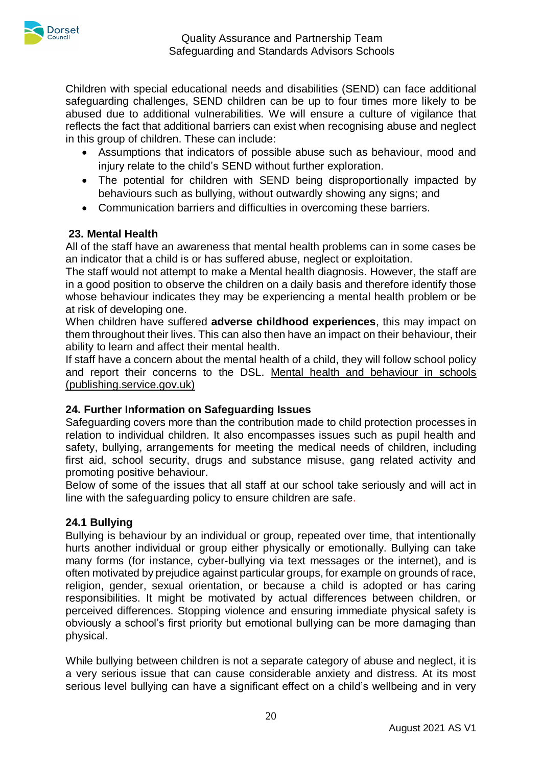Children with special educational needs and disabilities (SEND) can face additional safeguarding challenges, SEND children can be up to four times more likely to be abused due to additional vulnerabilities. We will ensure a culture of vigilance that reflects the fact that additional barriers can exist when recognising abuse and neglect in this group of children. These can include:

- Assumptions that indicators of possible abuse such as behaviour, mood and injury relate to the child's SEND without further exploration.
- The potential for children with SEND being disproportionally impacted by behaviours such as bullying, without outwardly showing any signs; and
- Communication barriers and difficulties in overcoming these barriers.

## 23. Mental Health

All of the staff have an awareness that mental health problems can in some cases be an indicator that a child is or has suffered abuse, neglect or exploitation.
The staff would not attempt to make a Mental health diagnosis. However, the staff are in a good position to observe the children on a daily basis and therefore identify those whose behaviour indicates they may be experiencing a mental health problem or be at risk of developing one.
When children have suffered **adverse childhood experiences**, this may impact on them throughout their lives. This can also then have an impact on their behaviour, their ability to learn and affect their mental health.
If staff have a concern about the mental health of a child, they will follow school policy and report their concerns to the DSL. Mental health and behaviour in schools (publishing.service.gov.uk)

## 24. Further Information on Safeguarding Issues

Safeguarding covers more than the contribution made to child protection processes in relation to individual children. It also encompasses issues such as pupil health and safety, bullying, arrangements for meeting the medical needs of children, including first aid, school security, drugs and substance misuse, gang related activity and promoting positive behaviour.
Below of some of the issues that all staff at our school take seriously and will act in line with the safeguarding policy to ensure children are safe.

### 24.1 Bullying

Bullying is behaviour by an individual or group, repeated over time, that intentionally hurts another individual or group either physically or emotionally. Bullying can take many forms (for instance, cyber-bullying via text messages or the internet), and is often motivated by prejudice against particular groups, for example on grounds of race, religion, gender, sexual orientation, or because a child is adopted or has caring responsibilities. It might be motivated by actual differences between children, or perceived differences. Stopping violence and ensuring immediate physical safety is obviously a school's first priority but emotional bullying can be more damaging than physical.

While bullying between children is not a separate category of abuse and neglect, it is a very serious issue that can cause considerable anxiety and distress. At its most serious level bullying can have a significant effect on a child's wellbeing and in very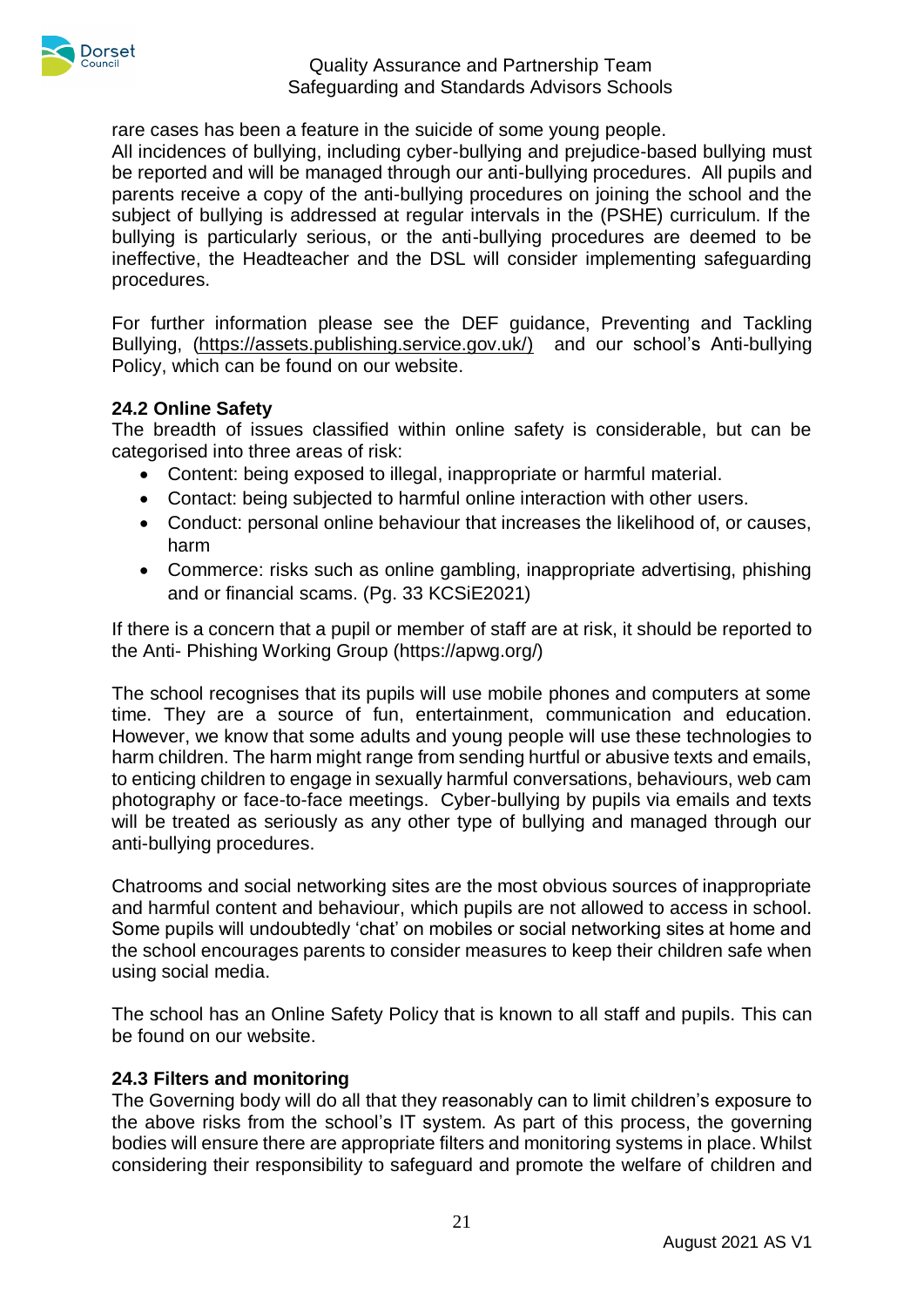rare cases has been a feature in the suicide of some young people.
All incidences of bullying, including cyber-bullying and prejudice-based bullying must be reported and will be managed through our anti-bullying procedures. All pupils and parents receive a copy of the anti-bullying procedures on joining the school and the subject of bullying is addressed at regular intervals in the (PSHE) curriculum. If the bullying is particularly serious, or the anti-bullying procedures are deemed to be ineffective, the Headteacher and the DSL will consider implementing safeguarding procedures.

For further information please see the DEF guidance, Preventing and Tackling Bullying, (https://assets.publishing.service.gov.uk/) and our school's Anti-bullying Policy, which can be found on our website.

### 24.2 Online Safety

The breadth of issues classified within online safety is considerable, but can be categorised into three areas of risk:

- Content: being exposed to illegal, inappropriate or harmful material.
- Contact: being subjected to harmful online interaction with other users.
- Conduct: personal online behaviour that increases the likelihood of, or causes, harm
- Commerce: risks such as online gambling, inappropriate advertising, phishing and or financial scams. (Pg. 33 KCSiE2021)

If there is a concern that a pupil or member of staff are at risk, it should be reported to the Anti- Phishing Working Group (https://apwg.org/)

The school recognises that its pupils will use mobile phones and computers at some time. They are a source of fun, entertainment, communication and education. However, we know that some adults and young people will use these technologies to harm children. The harm might range from sending hurtful or abusive texts and emails, to enticing children to engage in sexually harmful conversations, behaviours, web cam photography or face-to-face meetings. Cyber-bullying by pupils via emails and texts will be treated as seriously as any other type of bullying and managed through our anti-bullying procedures.

Chatrooms and social networking sites are the most obvious sources of inappropriate and harmful content and behaviour, which pupils are not allowed to access in school. Some pupils will undoubtedly 'chat' on mobiles or social networking sites at home and the school encourages parents to consider measures to keep their children safe when using social media.

The school has an Online Safety Policy that is known to all staff and pupils. This can be found on our website.

### 24.3 Filters and monitoring

The Governing body will do all that they reasonably can to limit children's exposure to the above risks from the school's IT system. As part of this process, the governing bodies will ensure there are appropriate filters and monitoring systems in place. Whilst considering their responsibility to safeguard and promote the welfare of children and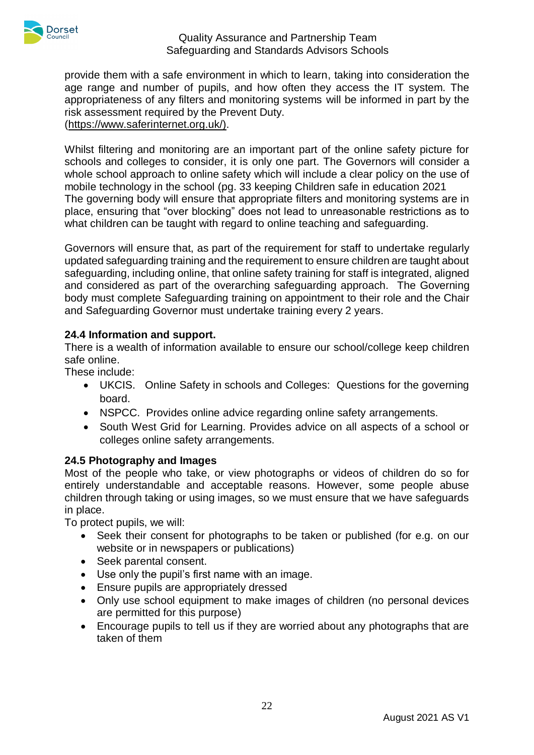provide them with a safe environment in which to learn, taking into consideration the age range and number of pupils, and how often they access the IT system. The appropriateness of any filters and monitoring systems will be informed in part by the risk assessment required by the Prevent Duty.
(https://www.saferinternet.org.uk/).

Whilst filtering and monitoring are an important part of the online safety picture for schools and colleges to consider, it is only one part. The Governors will consider a whole school approach to online safety which will include a clear policy on the use of mobile technology in the school (pg. 33 keeping Children safe in education 2021
The governing body will ensure that appropriate filters and monitoring systems are in place, ensuring that "over blocking" does not lead to unreasonable restrictions as to what children can be taught with regard to online teaching and safeguarding.

Governors will ensure that, as part of the requirement for staff to undertake regularly updated safeguarding training and the requirement to ensure children are taught about safeguarding, including online, that online safety training for staff is integrated, aligned and considered as part of the overarching safeguarding approach. The Governing body must complete Safeguarding training on appointment to their role and the Chair and Safeguarding Governor must undertake training every 2 years.

### 24.4 Information and support.

There is a wealth of information available to ensure our school/college keep children safe online.
These include:

- UKCIS. Online Safety in schools and Colleges: Questions for the governing board.
- NSPCC. Provides online advice regarding online safety arrangements.
- South West Grid for Learning. Provides advice on all aspects of a school or colleges online safety arrangements.

### 24.5 Photography and Images

Most of the people who take, or view photographs or videos of children do so for entirely understandable and acceptable reasons. However, some people abuse children through taking or using images, so we must ensure that we have safeguards in place.
To protect pupils, we will:

- Seek their consent for photographs to be taken or published (for e.g. on our website or in newspapers or publications)
- Seek parental consent.
- Use only the pupil's first name with an image.
- Ensure pupils are appropriately dressed
- Only use school equipment to make images of children (no personal devices are permitted for this purpose)
- Encourage pupils to tell us if they are worried about any photographs that are taken of them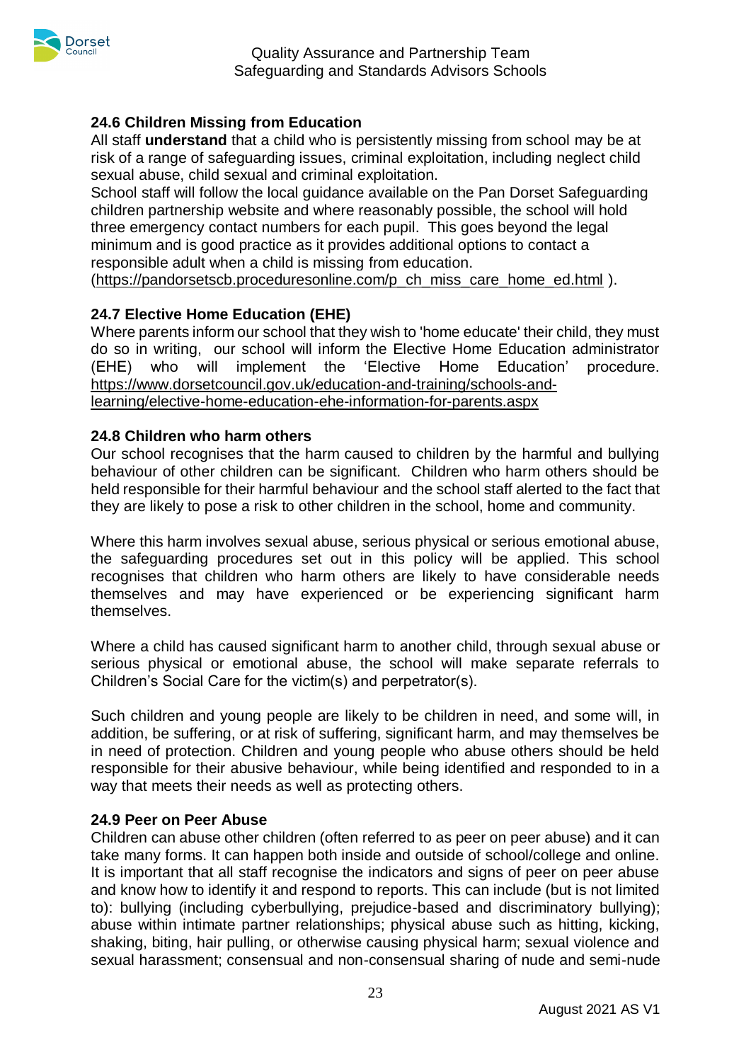### 24.6 Children Missing from Education

All staff **understand** that a child who is persistently missing from school may be at risk of a range of safeguarding issues, criminal exploitation, including neglect child sexual abuse, child sexual and criminal exploitation.

School staff will follow the local guidance available on the Pan Dorset Safeguarding children partnership website and where reasonably possible, the school will hold three emergency contact numbers for each pupil. This goes beyond the legal minimum and is good practice as it provides additional options to contact a responsible adult when a child is missing from education.

(https://pandorsetscb.proceduresonline.com/p_ch_miss_care_home_ed.html ).

### 24.7 Elective Home Education (EHE)

Where parents inform our school that they wish to 'home educate' their child, they must do so in writing, our school will inform the Elective Home Education administrator (EHE) who will implement the 'Elective Home Education' procedure. https://www.dorsetcouncil.gov.uk/education-and-training/schools-and-learning/elective-home-education-ehe-information-for-parents.aspx

### 24.8 Children who harm others

Our school recognises that the harm caused to children by the harmful and bullying behaviour of other children can be significant. Children who harm others should be held responsible for their harmful behaviour and the school staff alerted to the fact that they are likely to pose a risk to other children in the school, home and community.

Where this harm involves sexual abuse, serious physical or serious emotional abuse, the safeguarding procedures set out in this policy will be applied. This school recognises that children who harm others are likely to have considerable needs themselves and may have experienced or be experiencing significant harm themselves.

Where a child has caused significant harm to another child, through sexual abuse or serious physical or emotional abuse, the school will make separate referrals to Children's Social Care for the victim(s) and perpetrator(s).

Such children and young people are likely to be children in need, and some will, in addition, be suffering, or at risk of suffering, significant harm, and may themselves be in need of protection. Children and young people who abuse others should be held responsible for their abusive behaviour, while being identified and responded to in a way that meets their needs as well as protecting others.

### 24.9 Peer on Peer Abuse

Children can abuse other children (often referred to as peer on peer abuse) and it can take many forms. It can happen both inside and outside of school/college and online. It is important that all staff recognise the indicators and signs of peer on peer abuse and know how to identify it and respond to reports. This can include (but is not limited to): bullying (including cyberbullying, prejudice-based and discriminatory bullying); abuse within intimate partner relationships; physical abuse such as hitting, kicking, shaking, biting, hair pulling, or otherwise causing physical harm; sexual violence and sexual harassment; consensual and non-consensual sharing of nude and semi-nude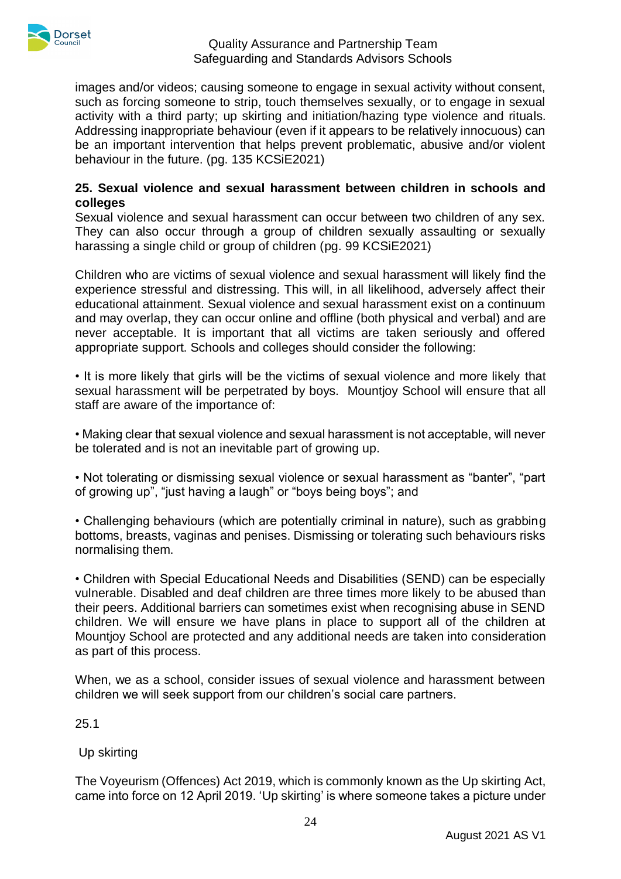images and/or videos; causing someone to engage in sexual activity without consent, such as forcing someone to strip, touch themselves sexually, or to engage in sexual activity with a third party; up skirting and initiation/hazing type violence and rituals. Addressing inappropriate behaviour (even if it appears to be relatively innocuous) can be an important intervention that helps prevent problematic, abusive and/or violent behaviour in the future. (pg. 135 KCSiE2021)

**25. Sexual violence and sexual harassment between children in schools and colleges**

Sexual violence and sexual harassment can occur between two children of any sex. They can also occur through a group of children sexually assaulting or sexually harassing a single child or group of children (pg. 99 KCSiE2021)

Children who are victims of sexual violence and sexual harassment will likely find the experience stressful and distressing. This will, in all likelihood, adversely affect their educational attainment. Sexual violence and sexual harassment exist on a continuum and may overlap, they can occur online and offline (both physical and verbal) and are never acceptable. It is important that all victims are taken seriously and offered appropriate support. Schools and colleges should consider the following:

• It is more likely that girls will be the victims of sexual violence and more likely that sexual harassment will be perpetrated by boys. Mountjoy School will ensure that all staff are aware of the importance of:

• Making clear that sexual violence and sexual harassment is not acceptable, will never be tolerated and is not an inevitable part of growing up.

• Not tolerating or dismissing sexual violence or sexual harassment as "banter", "part of growing up", "just having a laugh" or "boys being boys"; and

• Challenging behaviours (which are potentially criminal in nature), such as grabbing bottoms, breasts, vaginas and penises. Dismissing or tolerating such behaviours risks normalising them.

• Children with Special Educational Needs and Disabilities (SEND) can be especially vulnerable. Disabled and deaf children are three times more likely to be abused than their peers. Additional barriers can sometimes exist when recognising abuse in SEND children. We will ensure we have plans in place to support all of the children at Mountjoy School are protected and any additional needs are taken into consideration as part of this process.

When, we as a school, consider issues of sexual violence and harassment between children we will seek support from our children's social care partners.

25.1

Up skirting

The Voyeurism (Offences) Act 2019, which is commonly known as the Up skirting Act, came into force on 12 April 2019. 'Up skirting' is where someone takes a picture under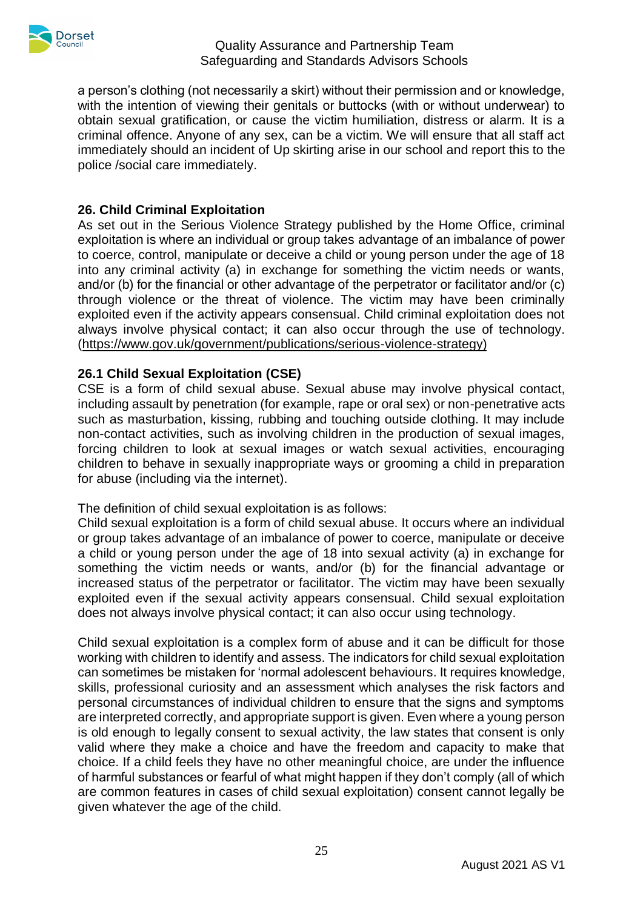a person's clothing (not necessarily a skirt) without their permission and or knowledge, with the intention of viewing their genitals or buttocks (with or without underwear) to obtain sexual gratification, or cause the victim humiliation, distress or alarm. It is a criminal offence. Anyone of any sex, can be a victim. We will ensure that all staff act immediately should an incident of Up skirting arise in our school and report this to the police /social care immediately.

### 26. Child Criminal Exploitation

As set out in the Serious Violence Strategy published by the Home Office, criminal exploitation is where an individual or group takes advantage of an imbalance of power to coerce, control, manipulate or deceive a child or young person under the age of 18 into any criminal activity (a) in exchange for something the victim needs or wants, and/or (b) for the financial or other advantage of the perpetrator or facilitator and/or (c) through violence or the threat of violence. The victim may have been criminally exploited even if the activity appears consensual. Child criminal exploitation does not always involve physical contact; it can also occur through the use of technology. (https://www.gov.uk/government/publications/serious-violence-strategy)

### 26.1 Child Sexual Exploitation (CSE)

CSE is a form of child sexual abuse. Sexual abuse may involve physical contact, including assault by penetration (for example, rape or oral sex) or non-penetrative acts such as masturbation, kissing, rubbing and touching outside clothing. It may include non-contact activities, such as involving children in the production of sexual images, forcing children to look at sexual images or watch sexual activities, encouraging children to behave in sexually inappropriate ways or grooming a child in preparation for abuse (including via the internet).

The definition of child sexual exploitation is as follows:
Child sexual exploitation is a form of child sexual abuse. It occurs where an individual or group takes advantage of an imbalance of power to coerce, manipulate or deceive a child or young person under the age of 18 into sexual activity (a) in exchange for something the victim needs or wants, and/or (b) for the financial advantage or increased status of the perpetrator or facilitator. The victim may have been sexually exploited even if the sexual activity appears consensual. Child sexual exploitation does not always involve physical contact; it can also occur using technology.

Child sexual exploitation is a complex form of abuse and it can be difficult for those working with children to identify and assess. The indicators for child sexual exploitation can sometimes be mistaken for 'normal adolescent behaviours. It requires knowledge, skills, professional curiosity and an assessment which analyses the risk factors and personal circumstances of individual children to ensure that the signs and symptoms are interpreted correctly, and appropriate support is given. Even where a young person is old enough to legally consent to sexual activity, the law states that consent is only valid where they make a choice and have the freedom and capacity to make that choice. If a child feels they have no other meaningful choice, are under the influence of harmful substances or fearful of what might happen if they don't comply (all of which are common features in cases of child sexual exploitation) consent cannot legally be given whatever the age of the child.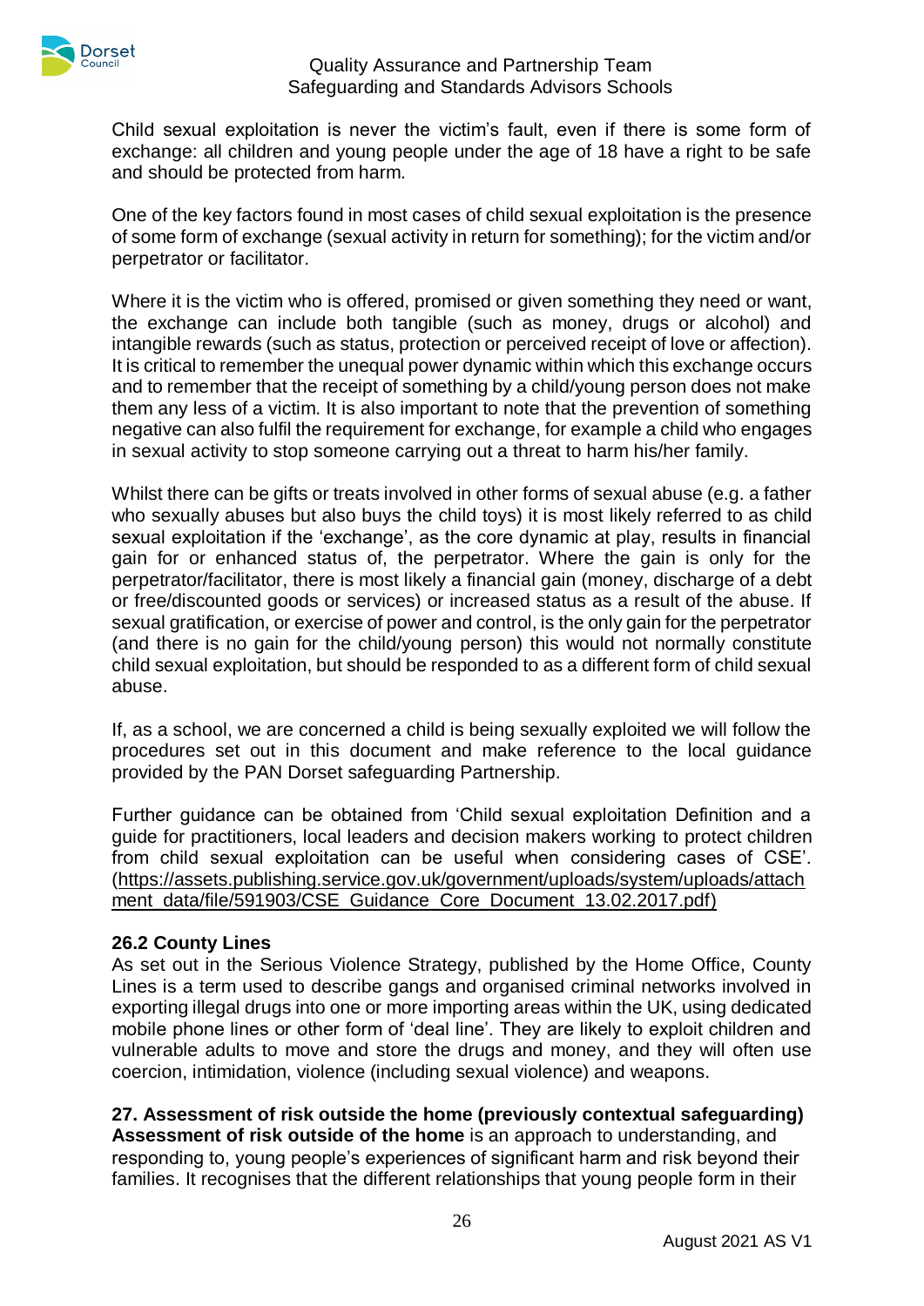Child sexual exploitation is never the victim's fault, even if there is some form of exchange: all children and young people under the age of 18 have a right to be safe and should be protected from harm.

One of the key factors found in most cases of child sexual exploitation is the presence of some form of exchange (sexual activity in return for something); for the victim and/or perpetrator or facilitator.

Where it is the victim who is offered, promised or given something they need or want, the exchange can include both tangible (such as money, drugs or alcohol) and intangible rewards (such as status, protection or perceived receipt of love or affection). It is critical to remember the unequal power dynamic within which this exchange occurs and to remember that the receipt of something by a child/young person does not make them any less of a victim. It is also important to note that the prevention of something negative can also fulfil the requirement for exchange, for example a child who engages in sexual activity to stop someone carrying out a threat to harm his/her family.

Whilst there can be gifts or treats involved in other forms of sexual abuse (e.g. a father who sexually abuses but also buys the child toys) it is most likely referred to as child sexual exploitation if the 'exchange', as the core dynamic at play, results in financial gain for or enhanced status of, the perpetrator. Where the gain is only for the perpetrator/facilitator, there is most likely a financial gain (money, discharge of a debt or free/discounted goods or services) or increased status as a result of the abuse. If sexual gratification, or exercise of power and control, is the only gain for the perpetrator (and there is no gain for the child/young person) this would not normally constitute child sexual exploitation, but should be responded to as a different form of child sexual abuse.

If, as a school, we are concerned a child is being sexually exploited we will follow the procedures set out in this document and make reference to the local guidance provided by the PAN Dorset safeguarding Partnership.

Further guidance can be obtained from 'Child sexual exploitation Definition and a guide for practitioners, local leaders and decision makers working to protect children from child sexual exploitation can be useful when considering cases of CSE'. (https://assets.publishing.service.gov.uk/government/uploads/system/uploads/attachment_data/file/591903/CSE_Guidance_Core_Document_13.02.2017.pdf)

**26.2 County Lines**

As set out in the Serious Violence Strategy, published by the Home Office, County Lines is a term used to describe gangs and organised criminal networks involved in exporting illegal drugs into one or more importing areas within the UK, using dedicated mobile phone lines or other form of 'deal line'. They are likely to exploit children and vulnerable adults to move and store the drugs and money, and they will often use coercion, intimidation, violence (including sexual violence) and weapons.

## 27. Assessment of risk outside the home (previously contextual safeguarding)

**Assessment of risk outside of the home** is an approach to understanding, and responding to, young people's experiences of significant harm and risk beyond their families. It recognises that the different relationships that young people form in their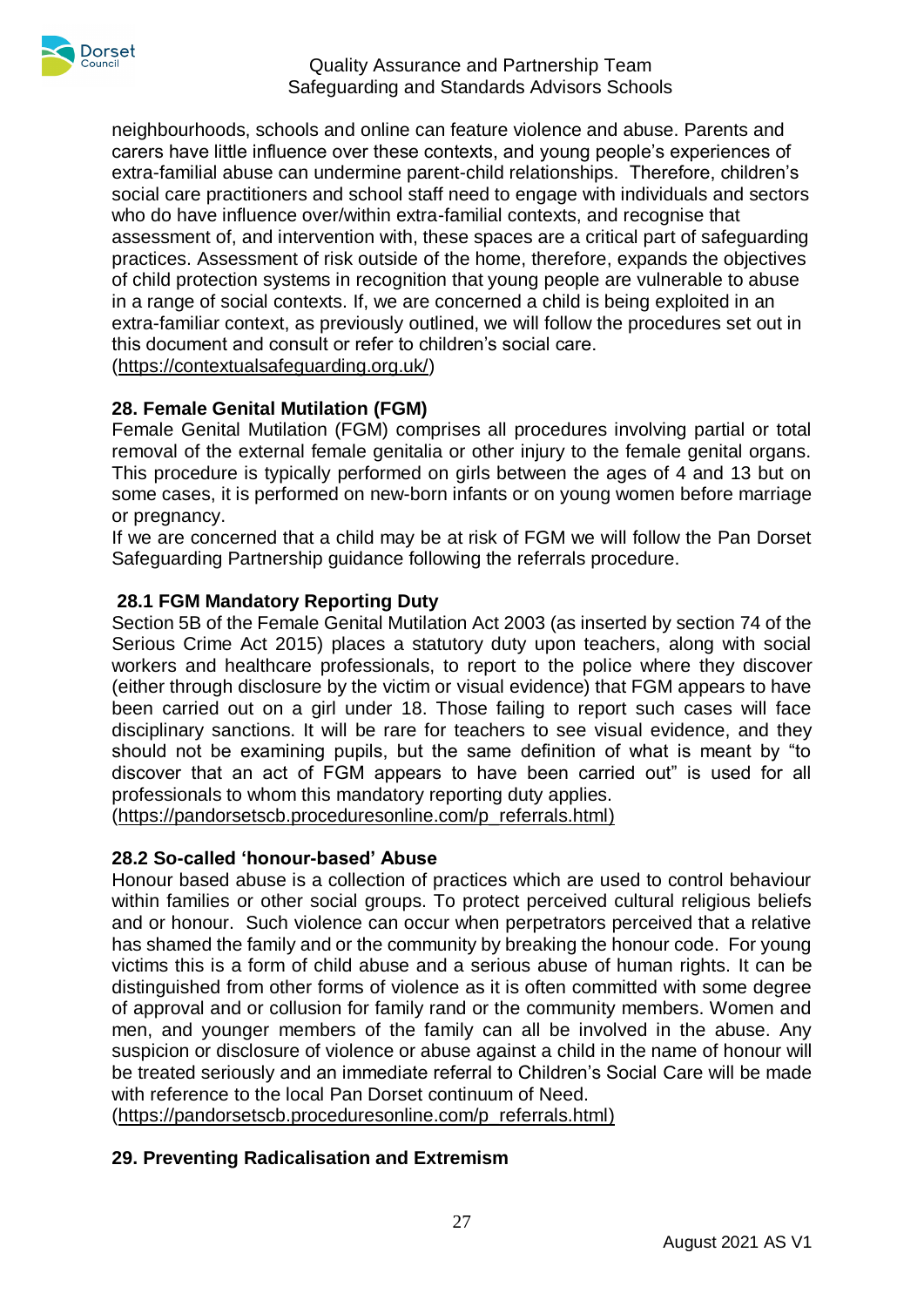neighbourhoods, schools and online can feature violence and abuse. Parents and carers have little influence over these contexts, and young people's experiences of extra-familial abuse can undermine parent-child relationships. Therefore, children's social care practitioners and school staff need to engage with individuals and sectors who do have influence over/within extra-familial contexts, and recognise that assessment of, and intervention with, these spaces are a critical part of safeguarding practices. Assessment of risk outside of the home, therefore, expands the objectives of child protection systems in recognition that young people are vulnerable to abuse in a range of social contexts. If, we are concerned a child is being exploited in an extra-familiar context, as previously outlined, we will follow the procedures set out in this document and consult or refer to children's social care.
(https://contextualsafeguarding.org.uk/)

## 28. Female Genital Mutilation (FGM)

Female Genital Mutilation (FGM) comprises all procedures involving partial or total removal of the external female genitalia or other injury to the female genital organs. This procedure is typically performed on girls between the ages of 4 and 13 but on some cases, it is performed on new-born infants or on young women before marriage or pregnancy.

If we are concerned that a child may be at risk of FGM we will follow the Pan Dorset Safeguarding Partnership guidance following the referrals procedure.

### 28.1 FGM Mandatory Reporting Duty

Section 5B of the Female Genital Mutilation Act 2003 (as inserted by section 74 of the Serious Crime Act 2015) places a statutory duty upon teachers, along with social workers and healthcare professionals, to report to the police where they discover (either through disclosure by the victim or visual evidence) that FGM appears to have been carried out on a girl under 18. Those failing to report such cases will face disciplinary sanctions. It will be rare for teachers to see visual evidence, and they should not be examining pupils, but the same definition of what is meant by "to discover that an act of FGM appears to have been carried out" is used for all professionals to whom this mandatory reporting duty applies.
(https://pandorsetscb.proceduresonline.com/p_referrals.html)

### 28.2 So-called 'honour-based' Abuse

Honour based abuse is a collection of practices which are used to control behaviour within families or other social groups. To protect perceived cultural religious beliefs and or honour. Such violence can occur when perpetrators perceived that a relative has shamed the family and or the community by breaking the honour code. For young victims this is a form of child abuse and a serious abuse of human rights. It can be distinguished from other forms of violence as it is often committed with some degree of approval and or collusion for family rand or the community members. Women and men, and younger members of the family can all be involved in the abuse. Any suspicion or disclosure of violence or abuse against a child in the name of honour will be treated seriously and an immediate referral to Children's Social Care will be made with reference to the local Pan Dorset continuum of Need.
(https://pandorsetscb.proceduresonline.com/p_referrals.html)

## 29. Preventing Radicalisation and Extremism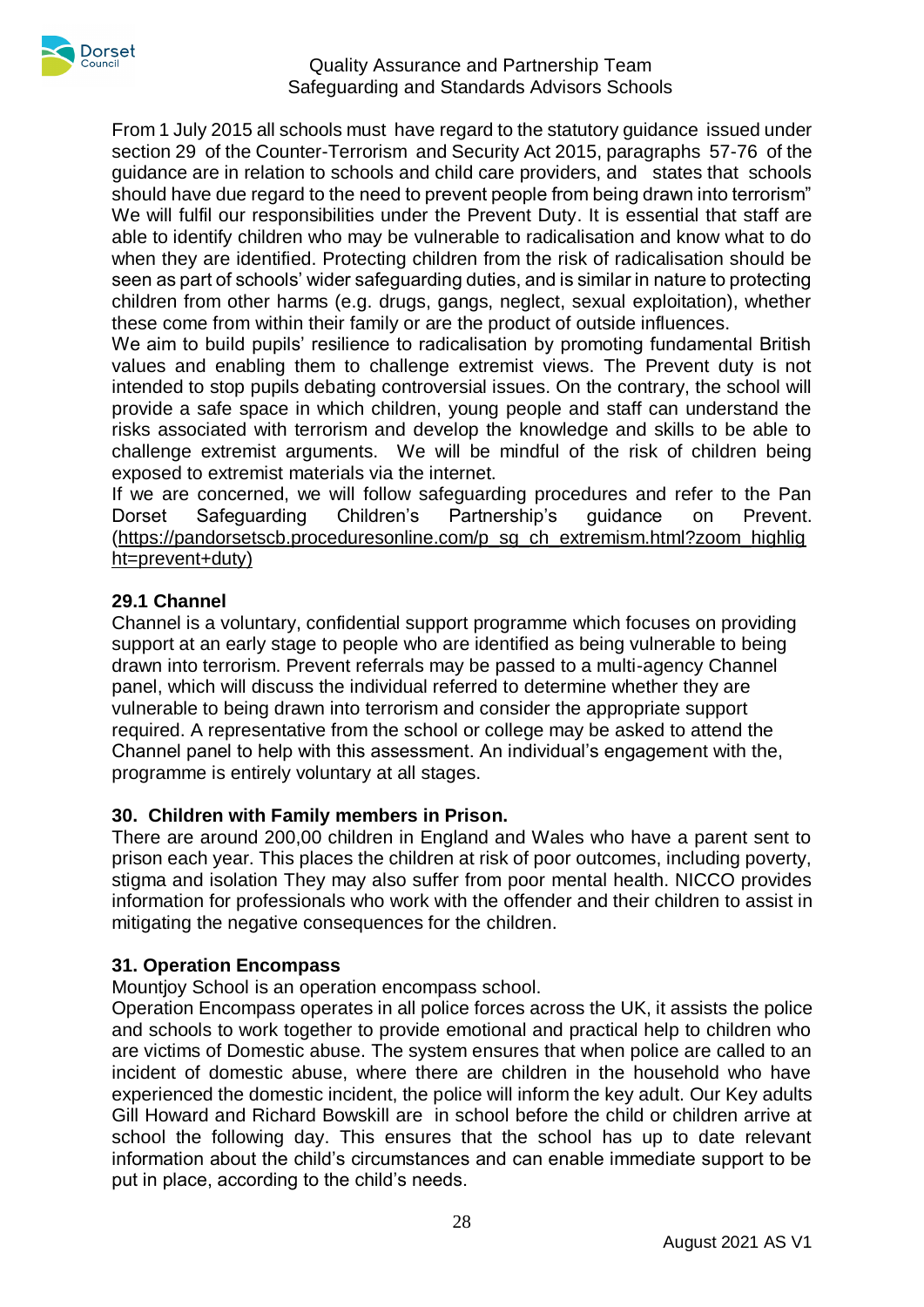From 1 July 2015 all schools must have regard to the statutory guidance issued under section 29 of the Counter-Terrorism and Security Act 2015, paragraphs 57-76 of the guidance are in relation to schools and child care providers, and states that schools should have due regard to the need to prevent people from being drawn into terrorism" We will fulfil our responsibilities under the Prevent Duty. It is essential that staff are able to identify children who may be vulnerable to radicalisation and know what to do when they are identified. Protecting children from the risk of radicalisation should be seen as part of schools' wider safeguarding duties, and is similar in nature to protecting children from other harms (e.g. drugs, gangs, neglect, sexual exploitation), whether these come from within their family or are the product of outside influences.

We aim to build pupils' resilience to radicalisation by promoting fundamental British values and enabling them to challenge extremist views. The Prevent duty is not intended to stop pupils debating controversial issues. On the contrary, the school will provide a safe space in which children, young people and staff can understand the risks associated with terrorism and develop the knowledge and skills to be able to challenge extremist arguments. We will be mindful of the risk of children being exposed to extremist materials via the internet.

If we are concerned, we will follow safeguarding procedures and refer to the Pan Dorset Safeguarding Children's Partnership's guidance on Prevent. (https://pandorsetscb.proceduresonline.com/p_sg_ch_extremism.html?zoom_highlight=prevent+duty)

### 29.1 Channel

Channel is a voluntary, confidential support programme which focuses on providing support at an early stage to people who are identified as being vulnerable to being drawn into terrorism. Prevent referrals may be passed to a multi-agency Channel panel, which will discuss the individual referred to determine whether they are vulnerable to being drawn into terrorism and consider the appropriate support required. A representative from the school or college may be asked to attend the Channel panel to help with this assessment. An individual's engagement with the, programme is entirely voluntary at all stages.

## 30. Children with Family members in Prison.

There are around 200,00 children in England and Wales who have a parent sent to prison each year. This places the children at risk of poor outcomes, including poverty, stigma and isolation They may also suffer from poor mental health. NICCO provides information for professionals who work with the offender and their children to assist in mitigating the negative consequences for the children.

## 31. Operation Encompass

Mountjoy School is an operation encompass school.

Operation Encompass operates in all police forces across the UK, it assists the police and schools to work together to provide emotional and practical help to children who are victims of Domestic abuse. The system ensures that when police are called to an incident of domestic abuse, where there are children in the household who have experienced the domestic incident, the police will inform the key adult. Our Key adults Gill Howard and Richard Bowskill are in school before the child or children arrive at school the following day. This ensures that the school has up to date relevant information about the child's circumstances and can enable immediate support to be put in place, according to the child's needs.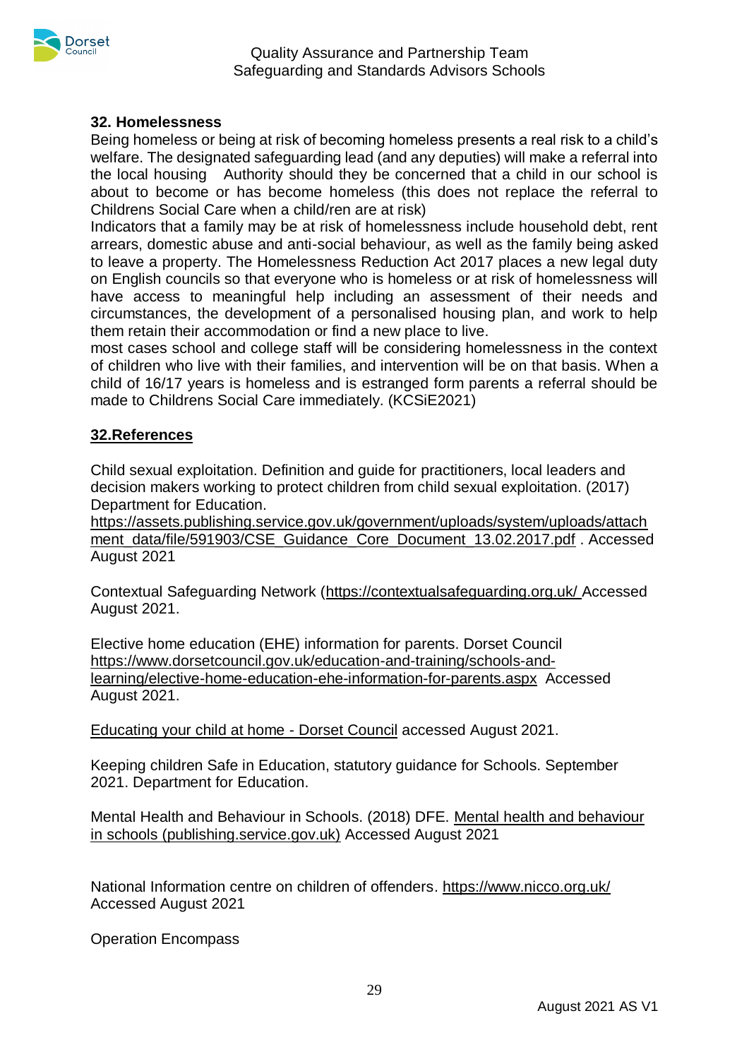**32. Homelessness**

Being homeless or being at risk of becoming homeless presents a real risk to a child's welfare. The designated safeguarding lead (and any deputies) will make a referral into the local housing Authority should they be concerned that a child in our school is about to become or has become homeless (this does not replace the referral to Childrens Social Care when a child/ren are at risk)

Indicators that a family may be at risk of homelessness include household debt, rent arrears, domestic abuse and anti-social behaviour, as well as the family being asked to leave a property. The Homelessness Reduction Act 2017 places a new legal duty on English councils so that everyone who is homeless or at risk of homelessness will have access to meaningful help including an assessment of their needs and circumstances, the development of a personalised housing plan, and work to help them retain their accommodation or find a new place to live.

most cases school and college staff will be considering homelessness in the context of children who live with their families, and intervention will be on that basis. When a child of 16/17 years is homeless and is estranged form parents a referral should be made to Childrens Social Care immediately. (KCSiE2021)

**32.References**

Child sexual exploitation. Definition and guide for practitioners, local leaders and decision makers working to protect children from child sexual exploitation. (2017) Department for Education.
https://assets.publishing.service.gov.uk/government/uploads/system/uploads/attachment_data/file/591903/CSE_Guidance_Core_Document_13.02.2017.pdf . Accessed August 2021

Contextual Safeguarding Network (https://contextualsafeguarding.org.uk/ Accessed August 2021.

Elective home education (EHE) information for parents. Dorset Council
https://www.dorsetcouncil.gov.uk/education-and-training/schools-and-learning/elective-home-education-ehe-information-for-parents.aspx Accessed August 2021.

Educating your child at home - Dorset Council accessed August 2021.

Keeping children Safe in Education, statutory guidance for Schools. September 2021. Department for Education.

Mental Health and Behaviour in Schools. (2018) DFE. Mental health and behaviour in schools (publishing.service.gov.uk) Accessed August 2021

National Information centre on children of offenders. https://www.nicco.org.uk/ Accessed August 2021

Operation Encompass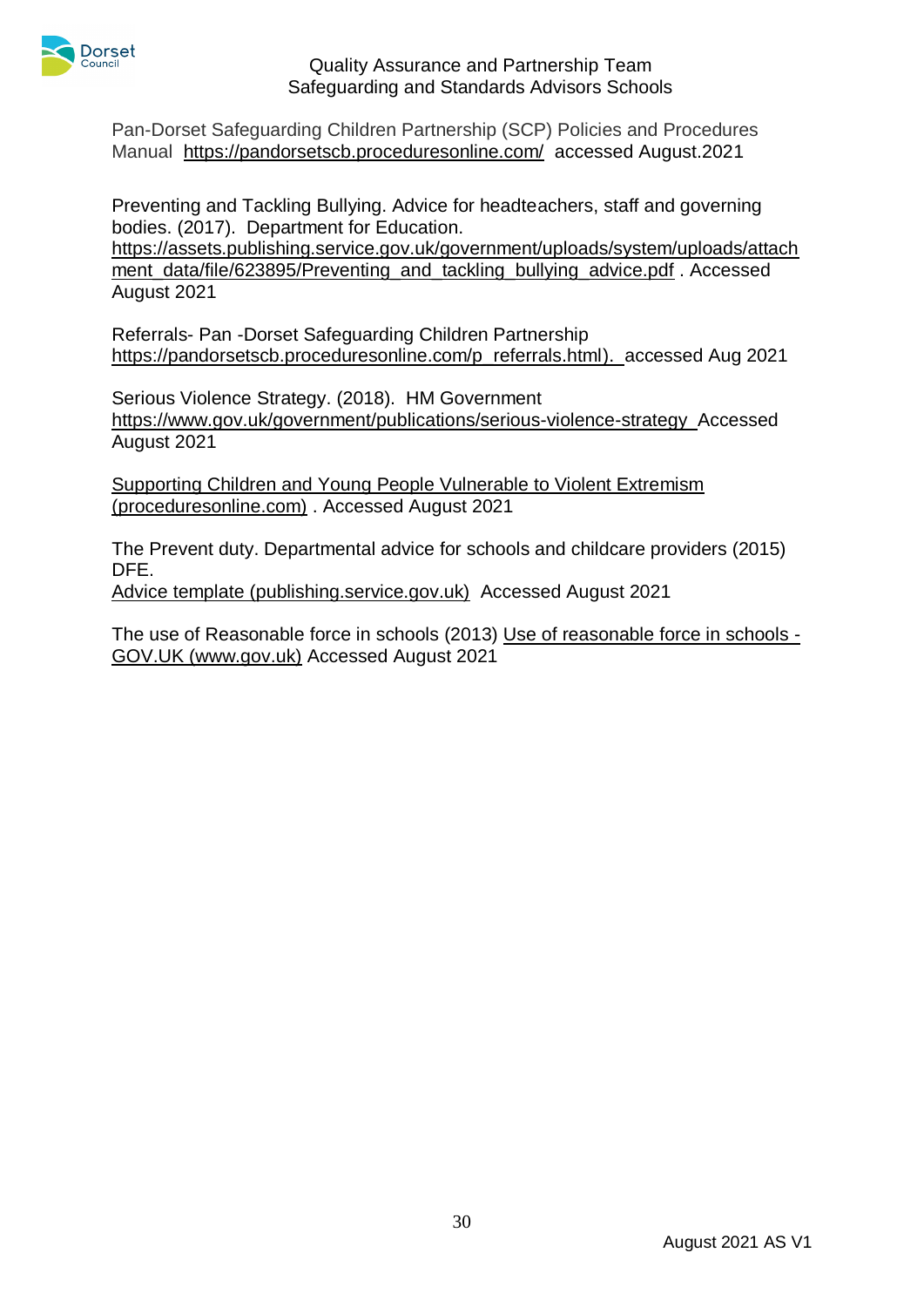Pan-Dorset Safeguarding Children Partnership (SCP) Policies and Procedures Manual https://pandorsetscb.proceduresonline.com/ accessed August.2021

Preventing and Tackling Bullying. Advice for headteachers, staff and governing bodies. (2017). Department for Education. https://assets.publishing.service.gov.uk/government/uploads/system/uploads/attachment_data/file/623895/Preventing_and_tackling_bullying_advice.pdf . Accessed August 2021

Referrals- Pan -Dorset Safeguarding Children Partnership https://pandorsetscb.proceduresonline.com/p_referrals.html). accessed Aug 2021

Serious Violence Strategy. (2018). HM Government https://www.gov.uk/government/publications/serious-violence-strategy Accessed August 2021

Supporting Children and Young People Vulnerable to Violent Extremism (proceduresonline.com) . Accessed August 2021

The Prevent duty. Departmental advice for schools and childcare providers (2015) DFE.
Advice template (publishing.service.gov.uk) Accessed August 2021

The use of Reasonable force in schools (2013) Use of reasonable force in schools - GOV.UK (www.gov.uk) Accessed August 2021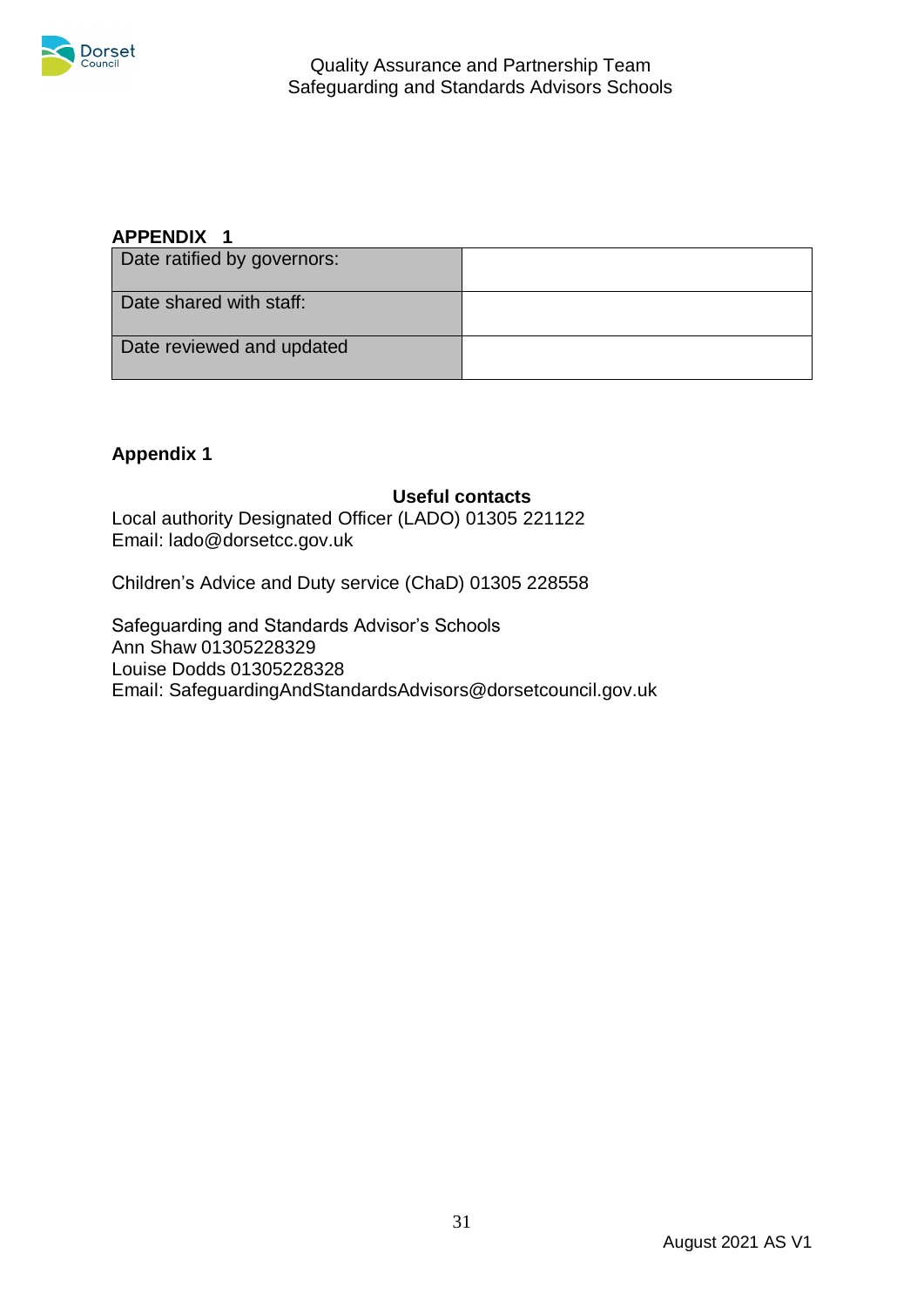**APPENDIX 1**

| | |
|---|---|
| Date ratified by governors: | |
| Date shared with staff: | |
| Date reviewed and updated | |

## Appendix 1

### Useful contacts

Local authority Designated Officer (LADO) 01305 221122
Email: lado@dorsetcc.gov.uk

Children's Advice and Duty service (ChaD) 01305 228558

Safeguarding and Standards Advisor's Schools
Ann Shaw 01305228329
Louise Dodds 01305228328
Email: SafeguardingAndStandardsAdvisors@dorsetcouncil.gov.uk